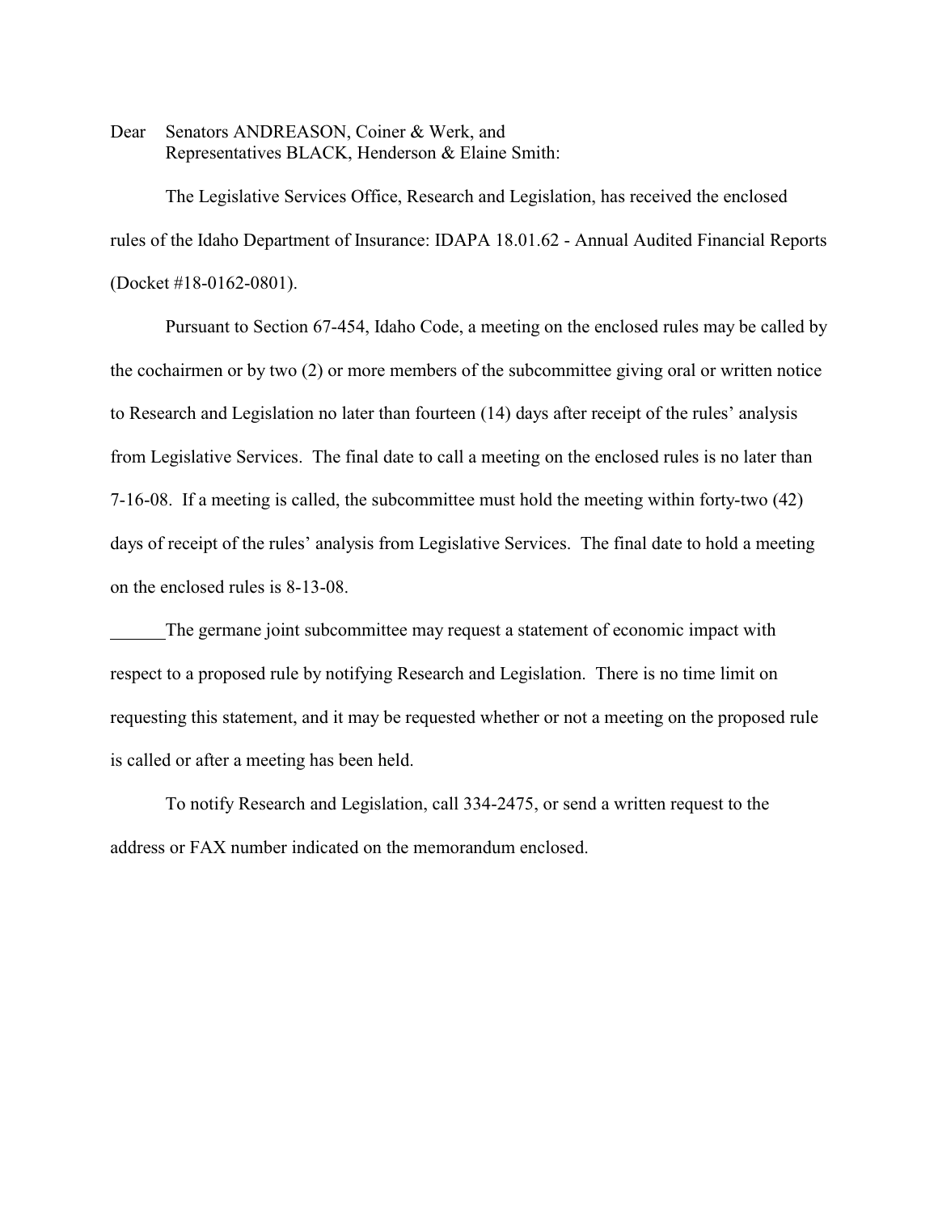Dear Senators ANDREASON, Coiner & Werk, and
Representatives BLACK, Henderson & Elaine Smith:

The Legislative Services Office, Research and Legislation, has received the enclosed rules of the Idaho Department of Insurance: IDAPA 18.01.62 - Annual Audited Financial Reports (Docket #18-0162-0801).

Pursuant to Section 67-454, Idaho Code, a meeting on the enclosed rules may be called by the cochairmen or by two (2) or more members of the subcommittee giving oral or written notice to Research and Legislation no later than fourteen (14) days after receipt of the rules' analysis from Legislative Services. The final date to call a meeting on the enclosed rules is no later than 7-16-08. If a meeting is called, the subcommittee must hold the meeting within forty-two (42) days of receipt of the rules' analysis from Legislative Services. The final date to hold a meeting on the enclosed rules is 8-13-08.

______The germane joint subcommittee may request a statement of economic impact with respect to a proposed rule by notifying Research and Legislation. There is no time limit on requesting this statement, and it may be requested whether or not a meeting on the proposed rule is called or after a meeting has been held.

To notify Research and Legislation, call 334-2475, or send a written request to the address or FAX number indicated on the memorandum enclosed.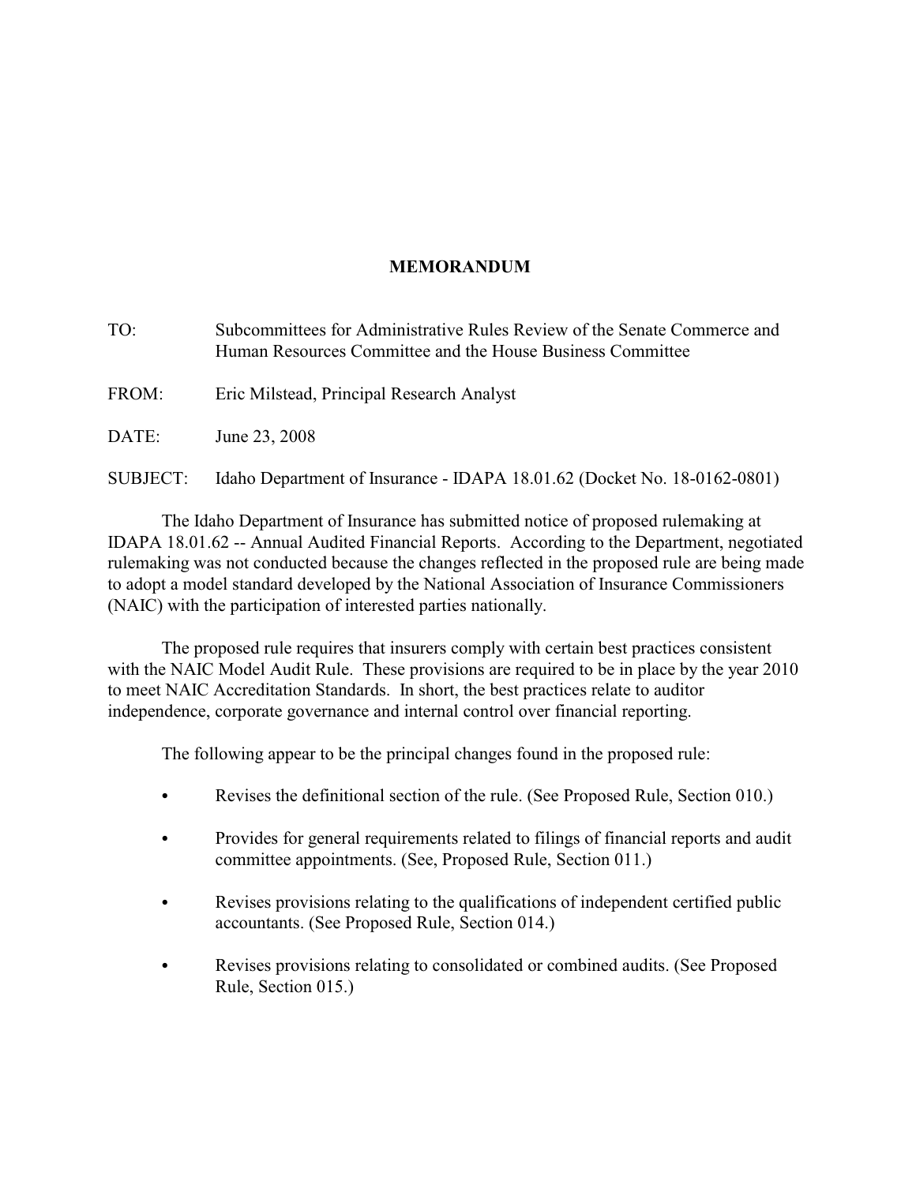# MEMORANDUM

TO: Subcommittees for Administrative Rules Review of the Senate Commerce and Human Resources Committee and the House Business Committee

FROM: Eric Milstead, Principal Research Analyst

DATE: June 23, 2008

SUBJECT: Idaho Department of Insurance - IDAPA 18.01.62 (Docket No. 18-0162-0801)

The Idaho Department of Insurance has submitted notice of proposed rulemaking at IDAPA 18.01.62 -- Annual Audited Financial Reports. According to the Department, negotiated rulemaking was not conducted because the changes reflected in the proposed rule are being made to adopt a model standard developed by the National Association of Insurance Commissioners (NAIC) with the participation of interested parties nationally.

The proposed rule requires that insurers comply with certain best practices consistent with the NAIC Model Audit Rule. These provisions are required to be in place by the year 2010 to meet NAIC Accreditation Standards. In short, the best practices relate to auditor independence, corporate governance and internal control over financial reporting.

The following appear to be the principal changes found in the proposed rule:

- Revises the definitional section of the rule. (See Proposed Rule, Section 010.)
- Provides for general requirements related to filings of financial reports and audit committee appointments. (See, Proposed Rule, Section 011.)
- Revises provisions relating to the qualifications of independent certified public accountants. (See Proposed Rule, Section 014.)
- Revises provisions relating to consolidated or combined audits. (See Proposed Rule, Section 015.)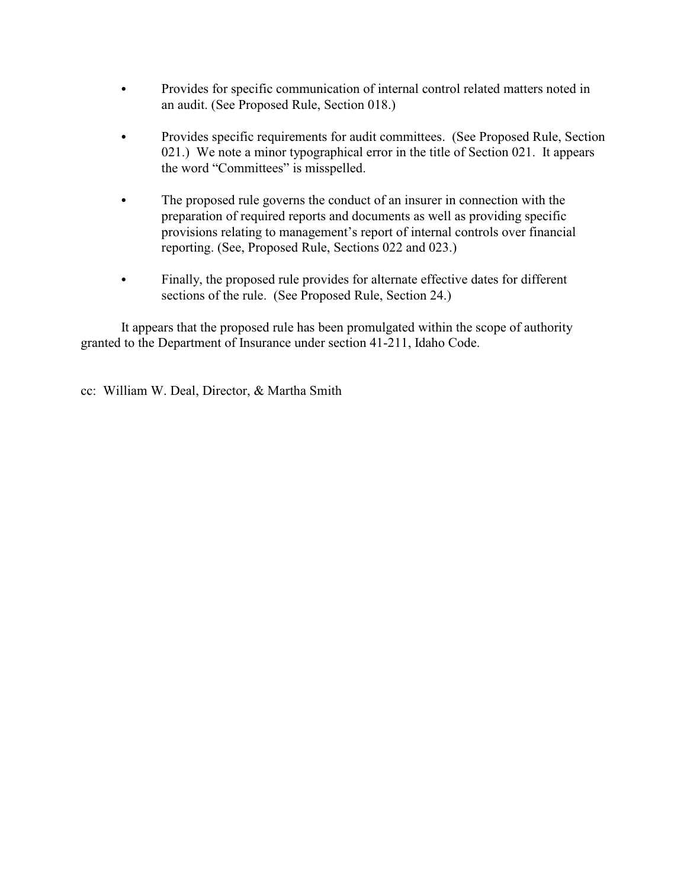- Provides for specific communication of internal control related matters noted in an audit. (See Proposed Rule, Section 018.)

- Provides specific requirements for audit committees. (See Proposed Rule, Section 021.) We note a minor typographical error in the title of Section 021. It appears the word "Committees" is misspelled.

- The proposed rule governs the conduct of an insurer in connection with the preparation of required reports and documents as well as providing specific provisions relating to management's report of internal controls over financial reporting. (See, Proposed Rule, Sections 022 and 023.)

- Finally, the proposed rule provides for alternate effective dates for different sections of the rule. (See Proposed Rule, Section 24.)

It appears that the proposed rule has been promulgated within the scope of authority granted to the Department of Insurance under section 41-211, Idaho Code.

cc: William W. Deal, Director, & Martha Smith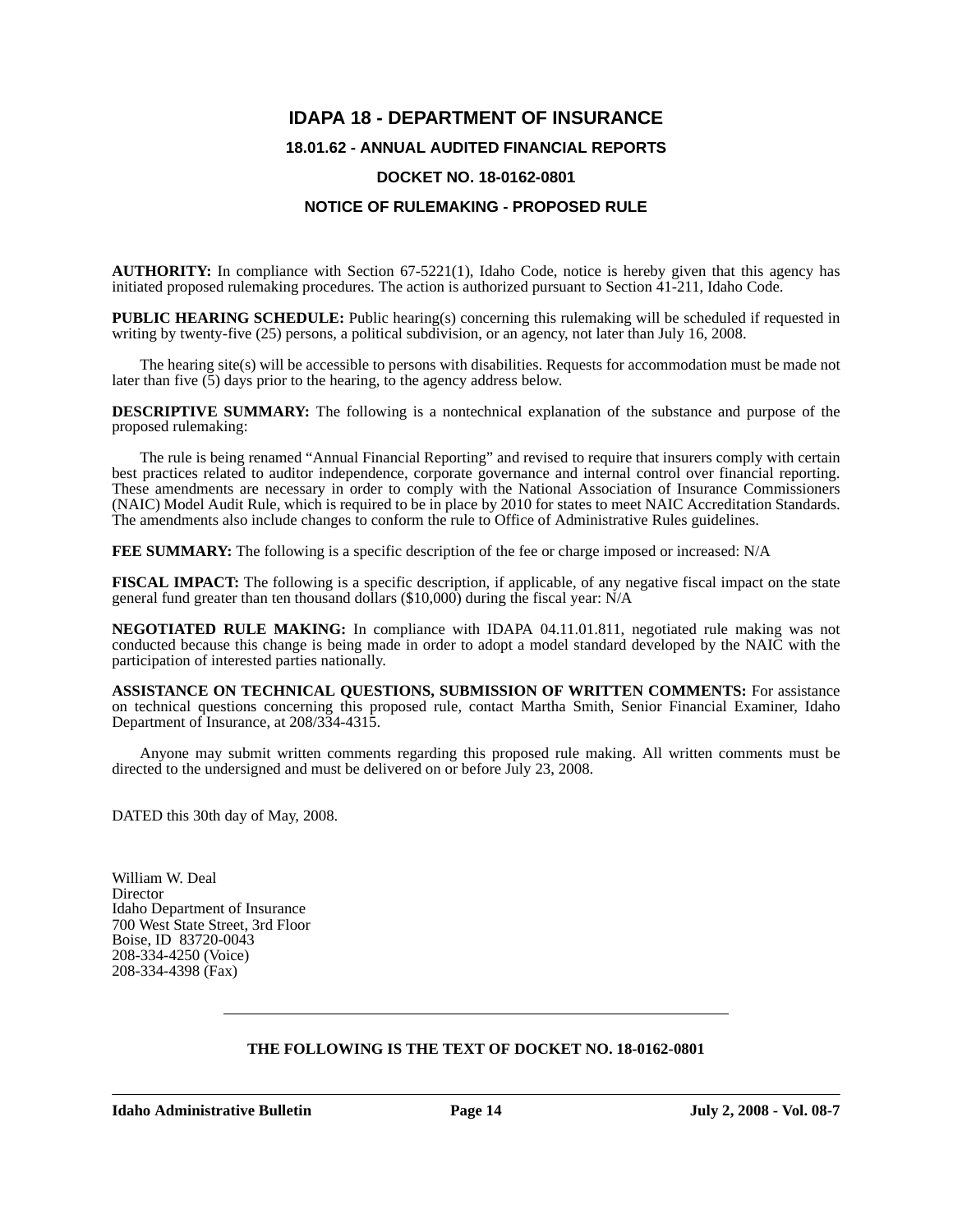# IDAPA 18 - DEPARTMENT OF INSURANCE

## 18.01.62 - ANNUAL AUDITED FINANCIAL REPORTS

## DOCKET NO. 18-0162-0801

## NOTICE OF RULEMAKING - PROPOSED RULE

**AUTHORITY:** In compliance with Section 67-5221(1), Idaho Code, notice is hereby given that this agency has initiated proposed rulemaking procedures. The action is authorized pursuant to Section 41-211, Idaho Code.

**PUBLIC HEARING SCHEDULE:** Public hearing(s) concerning this rulemaking will be scheduled if requested in writing by twenty-five (25) persons, a political subdivision, or an agency, not later than July 16, 2008.

The hearing site(s) will be accessible to persons with disabilities. Requests for accommodation must be made not later than five (5) days prior to the hearing, to the agency address below.

**DESCRIPTIVE SUMMARY:** The following is a nontechnical explanation of the substance and purpose of the proposed rulemaking:

The rule is being renamed "Annual Financial Reporting" and revised to require that insurers comply with certain best practices related to auditor independence, corporate governance and internal control over financial reporting. These amendments are necessary in order to comply with the National Association of Insurance Commissioners (NAIC) Model Audit Rule, which is required to be in place by 2010 for states to meet NAIC Accreditation Standards. The amendments also include changes to conform the rule to Office of Administrative Rules guidelines.

**FEE SUMMARY:** The following is a specific description of the fee or charge imposed or increased: N/A

**FISCAL IMPACT:** The following is a specific description, if applicable, of any negative fiscal impact on the state general fund greater than ten thousand dollars ($10,000) during the fiscal year: N/A

**NEGOTIATED RULE MAKING:** In compliance with IDAPA 04.11.01.811, negotiated rule making was not conducted because this change is being made in order to adopt a model standard developed by the NAIC with the participation of interested parties nationally.

**ASSISTANCE ON TECHNICAL QUESTIONS, SUBMISSION OF WRITTEN COMMENTS:** For assistance on technical questions concerning this proposed rule, contact Martha Smith, Senior Financial Examiner, Idaho Department of Insurance, at 208/334-4315.

Anyone may submit written comments regarding this proposed rule making. All written comments must be directed to the undersigned and must be delivered on or before July 23, 2008.

DATED this 30th day of May, 2008.

William W. Deal
Director
Idaho Department of Insurance
700 West State Street, 3rd Floor
Boise, ID 83720-0043
208-334-4250 (Voice)
208-334-4398 (Fax)

---

**THE FOLLOWING IS THE TEXT OF DOCKET NO. 18-0162-0801**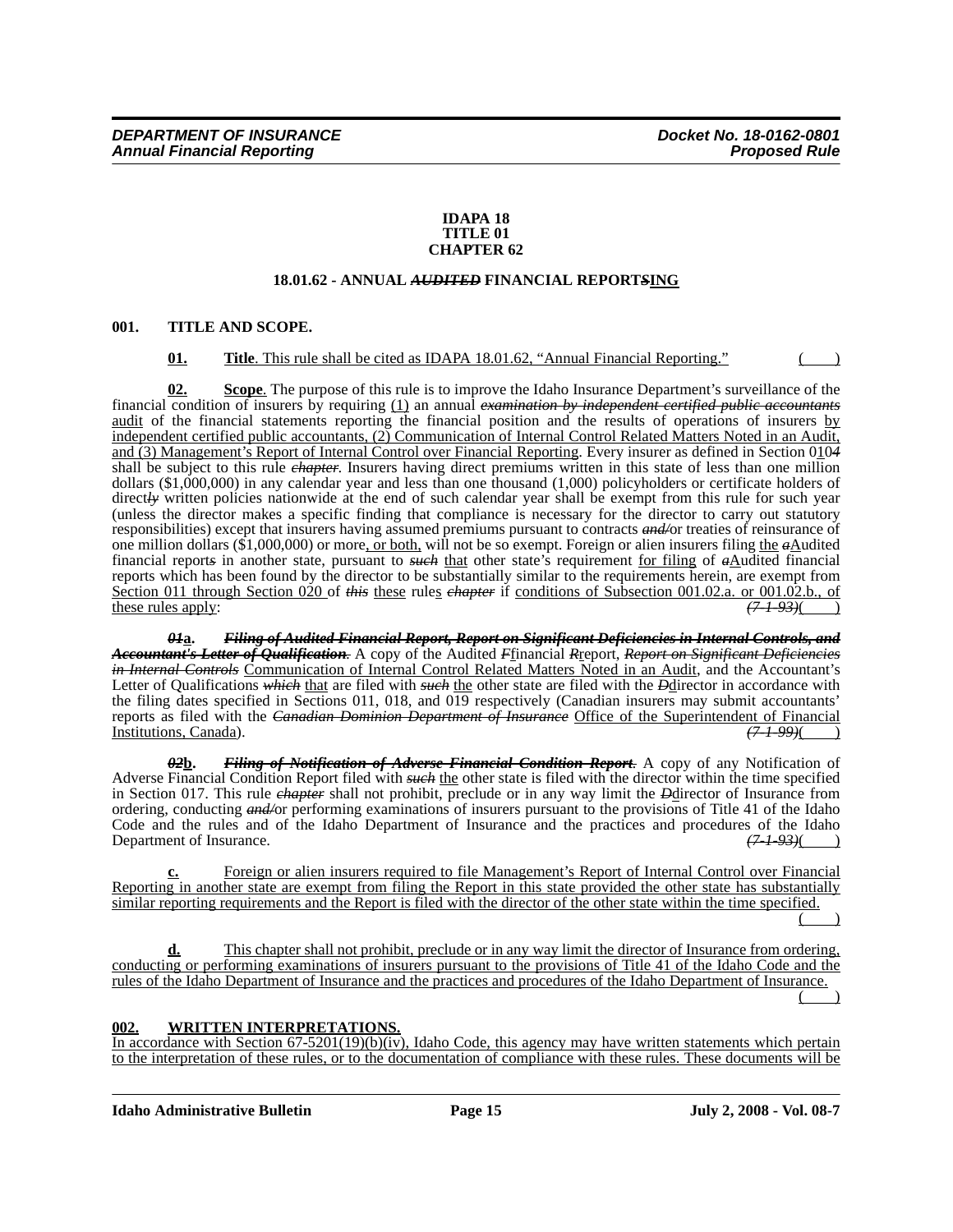**IDAPA 18**
**TITLE 01**
**CHAPTER 62**

**18.01.62 - ANNUAL ~~*AUDITED*~~ FINANCIAL REPORT~~*S*~~<u>ING</u>**

**001. TITLE AND SCOPE.**

**<u>01.</u>** <u>**Title**. This rule shall be cited as IDAPA 18.01.62, "Annual Financial Reporting."</u> <u>( )</u>

**<u>02.</u>** **Scope**. The purpose of this rule is to improve the Idaho Insurance Department's surveillance of the financial condition of insurers by requiring <u>(1)</u> an annual ~~*examination by independent certified public accountants*~~ <u>audit</u> of the financial statements reporting the financial position and the results of operations of insurers <u>by independent certified public accountants, (2) Communication of Internal Control Related Matters Noted in an Audit, and (3) Management's Report of Internal Control over Financial Reporting</u>. Every insurer as defined in Section 01<u>0</u>~~*4*~~ shall be subject to this rule ~~*chapter*~~. Insurers having direct premiums written in this state of less than one million dollars ($1,000,000) in any calendar year and less than one thousand (1,000) policyholders or certificate holders of direct~~*ly*~~ written policies nationwide at the end of such calendar year shall be exempt from this rule for such year (unless the director makes a specific finding that compliance is necessary for the director to carry out statutory responsibilities) except that insurers having assumed premiums pursuant to contracts ~~*and/*~~or treaties of reinsurance of one million dollars ($1,000,000) or more<u>, or both,</u> will not be so exempt. Foreign or alien insurers filing <u>the</u> ~~*a*~~<u>A</u>udited financial report~~*s*~~ in another state, pursuant to ~~*such*~~ <u>that</u> other state's requirement <u>for filing</u> of ~~*a*~~<u>A</u>udited financial reports which has been found by the director to be substantially similar to the requirements herein, are exempt from <u>Section 011 through Section 020</u> of ~~*this*~~ <u>these</u> rule<u>s</u> ~~*chapter*~~ if <u>conditions of Subsection 001.02.a. or 001.02.b., of these rules apply</u>: ~~*(7-1-93)*~~( )

~~***01***~~**<u>a</u>.** ~~***Filing of Audited Financial Report, Report on Significant Deficiencies in Internal Controls, and Accountant's Letter of Qualification***~~. A copy of the Audited ~~*F*~~<u>f</u>inancial ~~*R*~~<u>r</u>eport, ~~*Report on Significant Deficiencies in Internal Controls*~~ <u>Communication of Internal Control Related Matters Noted in an Audit</u>, and the Accountant's Letter of Qualifications ~~*which*~~ <u>that</u> are filed with ~~*such*~~ <u>the</u> other state are filed with the ~~*D*~~<u>d</u>irector in accordance with the filing dates specified in Sections 011, 018, and 019 respectively (Canadian insurers may submit accountants' reports as filed with the ~~*Canadian Dominion Department of Insurance*~~ <u>Office of the Superintendent of Financial Institutions, Canada</u>). ~~*(7-1-99)*~~( )

~~***02***~~**<u>b</u>.** ~~***Filing of Notification of Adverse Financial Condition Report***~~. A copy of any Notification of Adverse Financial Condition Report filed with ~~*such*~~ <u>the</u> other state is filed with the director within the time specified in Section 017. This rule ~~*chapter*~~ shall not prohibit, preclude or in any way limit the ~~*D*~~<u>d</u>irector of Insurance from ordering, conducting ~~*and/*~~or performing examinations of insurers pursuant to the provisions of Title 41 of the Idaho Code and the rules and of the Idaho Department of Insurance and the practices and procedures of the Idaho Department of Insurance. ~~*(7-1-93)*~~( )

**<u>c.</u>** <u>Foreign or alien insurers required to file Management's Report of Internal Control over Financial Reporting in another state are exempt from filing the Report in this state provided the other state has substantially similar reporting requirements and the Report is filed with the director of the other state within the time specified.</u> <u>( )</u>

**<u>d.</u>** <u>This chapter shall not prohibit, preclude or in any way limit the director of Insurance from ordering, conducting or performing examinations of insurers pursuant to the provisions of Title 41 of the Idaho Code and the rules of the Idaho Department of Insurance and the practices and procedures of the Idaho Department of Insurance.</u> <u>( )</u>

**<u>002. WRITTEN INTERPRETATIONS.</u>**

<u>In accordance with Section 67-5201(19)(b)(iv), Idaho Code, this agency may have written statements which pertain to the interpretation of these rules, or to the documentation of compliance with these rules. These documents will be</u>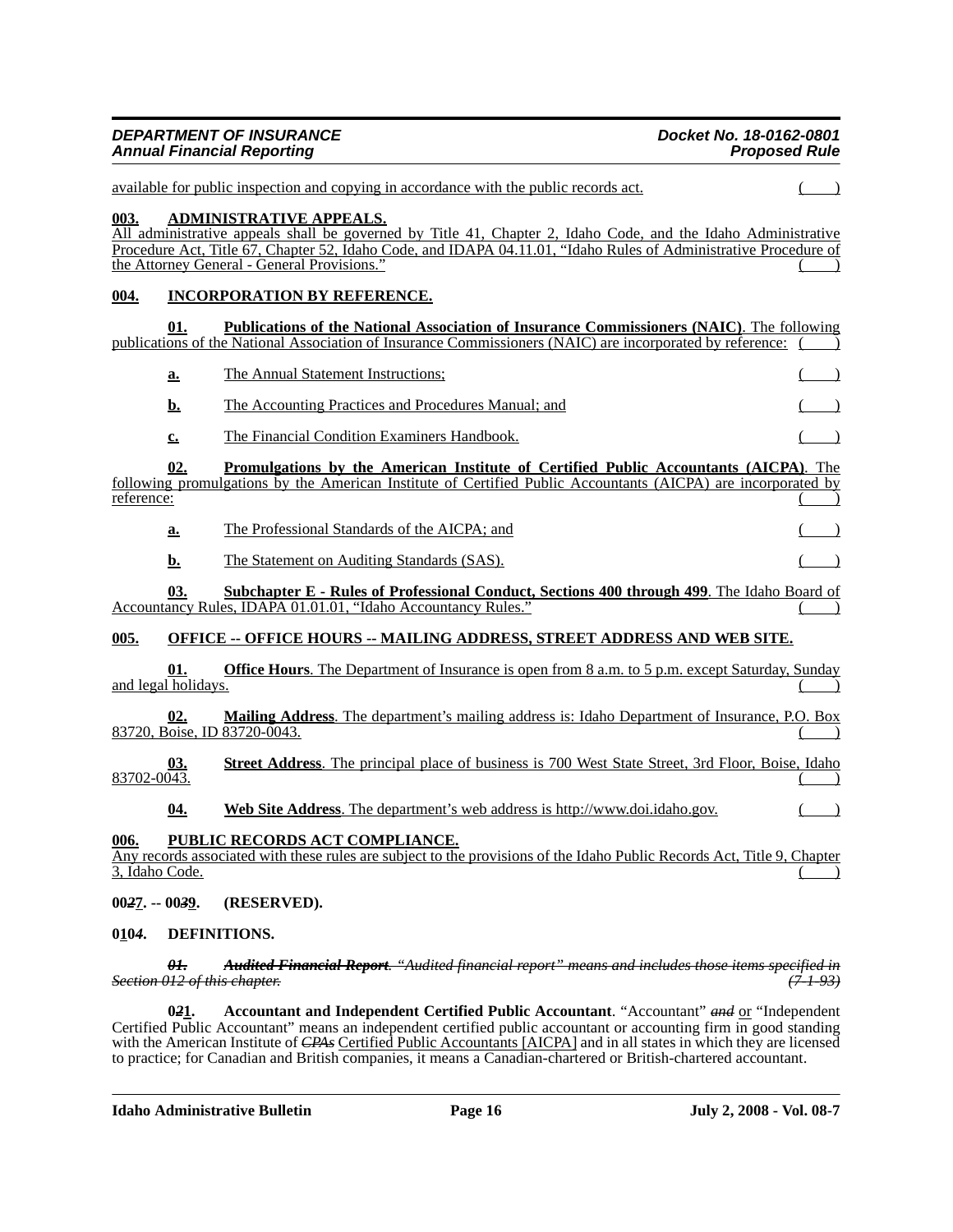available for public inspection and copying in accordance with the public records act. ( )

**003. ADMINISTRATIVE APPEALS.**

All administrative appeals shall be governed by Title 41, Chapter 2, Idaho Code, and the Idaho Administrative Procedure Act, Title 67, Chapter 52, Idaho Code, and IDAPA 04.11.01, "Idaho Rules of Administrative Procedure of the Attorney General - General Provisions." ( )

**004. INCORPORATION BY REFERENCE.**

**01. Publications of the National Association of Insurance Commissioners (NAIC)**. The following publications of the National Association of Insurance Commissioners (NAIC) are incorporated by reference: ( )

**a.** The Annual Statement Instructions; ( )

**b.** The Accounting Practices and Procedures Manual; and ( )

**c.** The Financial Condition Examiners Handbook. ( )

**02. Promulgations by the American Institute of Certified Public Accountants (AICPA)**. The following promulgations by the American Institute of Certified Public Accountants (AICPA) are incorporated by reference: ( )

**a.** The Professional Standards of the AICPA; and ( )

**b.** The Statement on Auditing Standards (SAS). ( )

**03. Subchapter E - Rules of Professional Conduct, Sections 400 through 499**. The Idaho Board of Accountancy Rules, IDAPA 01.01.01, "Idaho Accountancy Rules." ( )

**005. OFFICE -- OFFICE HOURS -- MAILING ADDRESS, STREET ADDRESS AND WEB SITE.**

**01. Office Hours**. The Department of Insurance is open from 8 a.m. to 5 p.m. except Saturday, Sunday and legal holidays. ( )

**02. Mailing Address**. The department's mailing address is: Idaho Department of Insurance, P.O. Box 83720, Boise, ID 83720-0043. ( )

**03. Street Address**. The principal place of business is 700 West State Street, 3rd Floor, Boise, Idaho 83702-0043. ( )

**04. Web Site Address**. The department's web address is http://www.doi.idaho.gov. ( )

**006. PUBLIC RECORDS ACT COMPLIANCE.**

Any records associated with these rules are subject to the provisions of the Idaho Public Records Act, Title 9, Chapter 3, Idaho Code. ( )

**00~~2~~7. -- 00~~3~~9. (RESERVED).**

**0~~1~~0~~4~~. DEFINITIONS.**

~~***01. Audited Financial Report**. "Audited financial report" means and includes those items specified in Section 012 of this chapter.* *(7-1-93)*~~

**0~~2~~1. Accountant and Independent Certified Public Accountant**. "Accountant" ~~*and*~~ or "Independent Certified Public Accountant" means an independent certified public accountant or accounting firm in good standing with the American Institute of ~~*CPAs*~~ Certified Public Accountants [AICPA] and in all states in which they are licensed to practice; for Canadian and British companies, it means a Canadian-chartered or British-chartered accountant.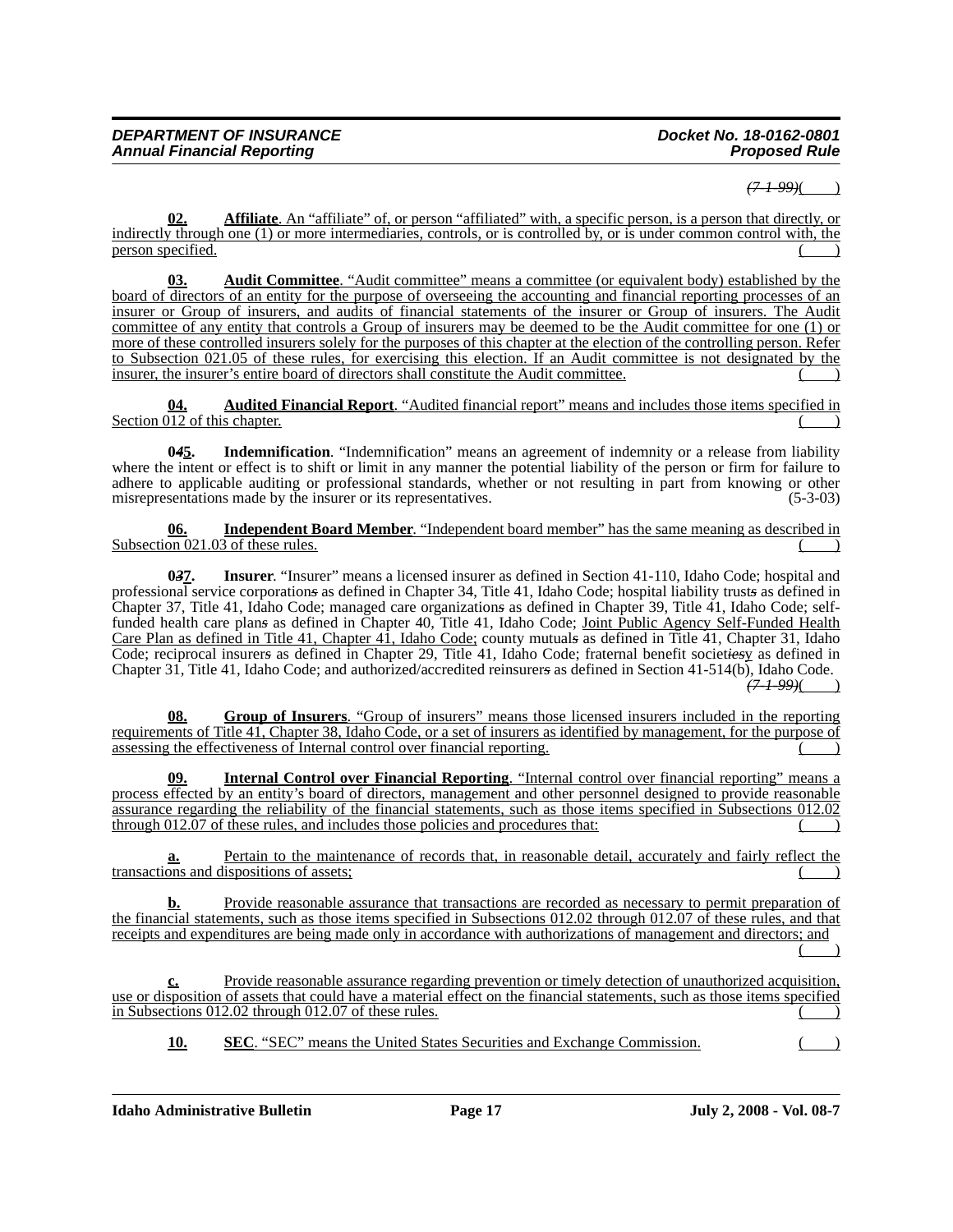~~(7-1-99)~~(    )

**02. Affiliate**. An "affiliate" of, or person "affiliated" with, a specific person, is a person that directly, or indirectly through one (1) or more intermediaries, controls, or is controlled by, or is under common control with, the person specified. (    )

**03. Audit Committee**. "Audit committee" means a committee (or equivalent body) established by the board of directors of an entity for the purpose of overseeing the accounting and financial reporting processes of an insurer or Group of insurers, and audits of financial statements of the insurer or Group of insurers. The Audit committee of any entity that controls a Group of insurers may be deemed to be the Audit committee for one (1) or more of these controlled insurers solely for the purposes of this chapter at the election of the controlling person. Refer to Subsection 021.05 of these rules, for exercising this election. If an Audit committee is not designated by the insurer, the insurer's entire board of directors shall constitute the Audit committee. (    )

**04. Audited Financial Report**. "Audited financial report" means and includes those items specified in Section 012 of this chapter. (    )

**0~~4~~5. Indemnification**. "Indemnification" means an agreement of indemnity or a release from liability where the intent or effect is to shift or limit in any manner the potential liability of the person or firm for failure to adhere to applicable auditing or professional standards, whether or not resulting in part from knowing or other misrepresentations made by the insurer or its representatives. (5-3-03)

**06. Independent Board Member**. "Independent board member" has the same meaning as described in Subsection 021.03 of these rules. (    )

**0~~3~~7. Insurer**. "Insurer" means a licensed insurer as defined in Section 41-110, Idaho Code; hospital and professional service corporation~~s~~ as defined in Chapter 34, Title 41, Idaho Code; hospital liability trust~~s~~ as defined in Chapter 37, Title 41, Idaho Code; managed care organization~~s~~ as defined in Chapter 39, Title 41, Idaho Code; self-funded health care plan~~s~~ as defined in Chapter 40, Title 41, Idaho Code; Joint Public Agency Self-Funded Health Care Plan as defined in Title 41, Chapter 41, Idaho Code; county mutual~~s~~ as defined in Title 41, Chapter 31, Idaho Code; reciprocal insurer~~s~~ as defined in Chapter 29, Title 41, Idaho Code; fraternal benefit societ~~ies~~y as defined in Chapter 31, Title 41, Idaho Code; and authorized/accredited reinsurer~~s~~ as defined in Section 41-514(b), Idaho Code. ~~(7-1-99)~~(    )

**08. Group of Insurers**. "Group of insurers" means those licensed insurers included in the reporting requirements of Title 41, Chapter 38, Idaho Code, or a set of insurers as identified by management, for the purpose of assessing the effectiveness of Internal control over financial reporting. (    )

**09. Internal Control over Financial Reporting**. "Internal control over financial reporting" means a process effected by an entity's board of directors, management and other personnel designed to provide reasonable assurance regarding the reliability of the financial statements, such as those items specified in Subsections 012.02 through 012.07 of these rules, and includes those policies and procedures that: (    )

**a.** Pertain to the maintenance of records that, in reasonable detail, accurately and fairly reflect the transactions and dispositions of assets; (    )

**b.** Provide reasonable assurance that transactions are recorded as necessary to permit preparation of the financial statements, such as those items specified in Subsections 012.02 through 012.07 of these rules, and that receipts and expenditures are being made only in accordance with authorizations of management and directors; and (    )

**c.** Provide reasonable assurance regarding prevention or timely detection of unauthorized acquisition, use or disposition of assets that could have a material effect on the financial statements, such as those items specified in Subsections 012.02 through 012.07 of these rules. (    )

**10. SEC**. "SEC" means the United States Securities and Exchange Commission. (    )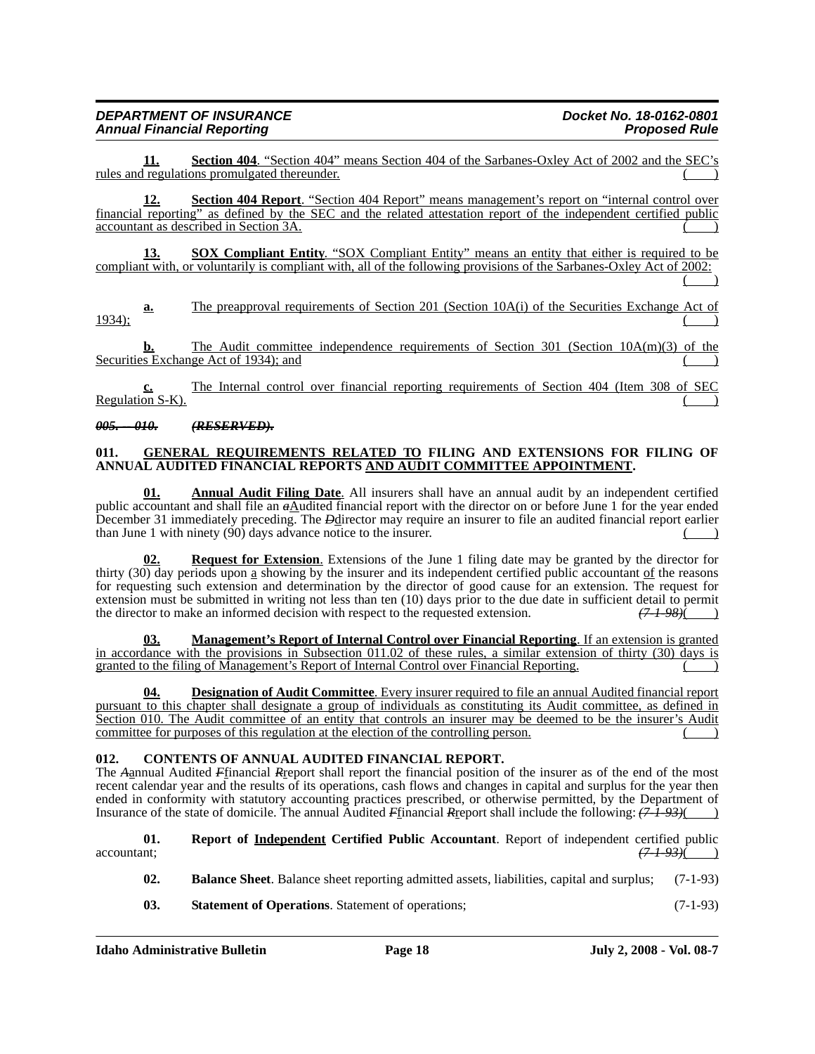**11. Section 404**. "Section 404" means Section 404 of the Sarbanes-Oxley Act of 2002 and the SEC's rules and regulations promulgated thereunder. ( )

**12. Section 404 Report**. "Section 404 Report" means management's report on "internal control over financial reporting" as defined by the SEC and the related attestation report of the independent certified public accountant as described in Section 3A. ( )

**13. SOX Compliant Entity**. "SOX Compliant Entity" means an entity that either is required to be compliant with, or voluntarily is compliant with, all of the following provisions of the Sarbanes-Oxley Act of 2002: ( )

**a.** The preapproval requirements of Section 201 (Section 10A(i) of the Securities Exchange Act of 1934); ( )

**b.** The Audit committee independence requirements of Section 301 (Section 10A(m)(3) of the Securities Exchange Act of 1934); and ( )

**c.** The Internal control over financial reporting requirements of Section 404 (Item 308 of SEC Regulation S-K). ( )

~~***005. -- 010. (RESERVED).***~~

**011. GENERAL REQUIREMENTS RELATED TO FILING AND EXTENSIONS FOR FILING OF ANNUAL AUDITED FINANCIAL REPORTS AND AUDIT COMMITTEE APPOINTMENT.**

**01. Annual Audit Filing Date**. All insurers shall have an annual audit by an independent certified public accountant and shall file an ~~*a*~~Audited financial report with the director on or before June 1 for the year ended December 31 immediately preceding. The ~~*D*~~director may require an insurer to file an audited financial report earlier than June 1 with ninety (90) days advance notice to the insurer. ( )

**02. Request for Extension**. Extensions of the June 1 filing date may be granted by the director for thirty (30) day periods upon a showing by the insurer and its independent certified public accountant of the reasons for requesting such extension and determination by the director of good cause for an extension. The request for extension must be submitted in writing not less than ten (10) days prior to the due date in sufficient detail to permit the director to make an informed decision with respect to the requested extension. ~~*(7-1-98)*~~( )

**03. Management's Report of Internal Control over Financial Reporting**. If an extension is granted in accordance with the provisions in Subsection 011.02 of these rules, a similar extension of thirty (30) days is granted to the filing of Management's Report of Internal Control over Financial Reporting. ( )

**04. Designation of Audit Committee**. Every insurer required to file an annual Audited financial report pursuant to this chapter shall designate a group of individuals as constituting its Audit committee, as defined in Section 010. The Audit committee of an entity that controls an insurer may be deemed to be the insurer's Audit committee for purposes of this regulation at the election of the controlling person. ( )

**012. CONTENTS OF ANNUAL AUDITED FINANCIAL REPORT.**

The ~~*A*~~annual Audited ~~*F*~~financial ~~*R*~~report shall report the financial position of the insurer as of the end of the most recent calendar year and the results of its operations, cash flows and changes in capital and surplus for the year then ended in conformity with statutory accounting practices prescribed, or otherwise permitted, by the Department of Insurance of the state of domicile. The annual Audited ~~*F*~~financial ~~*R*~~report shall include the following: ~~*(7-1-93)*~~( )

**01. Report of Independent Certified Public Accountant**. Report of independent certified public accountant; ~~*(7-1-93)*~~( )

**02. Balance Sheet**. Balance sheet reporting admitted assets, liabilities, capital and surplus; (7-1-93)

**03. Statement of Operations**. Statement of operations; (7-1-93)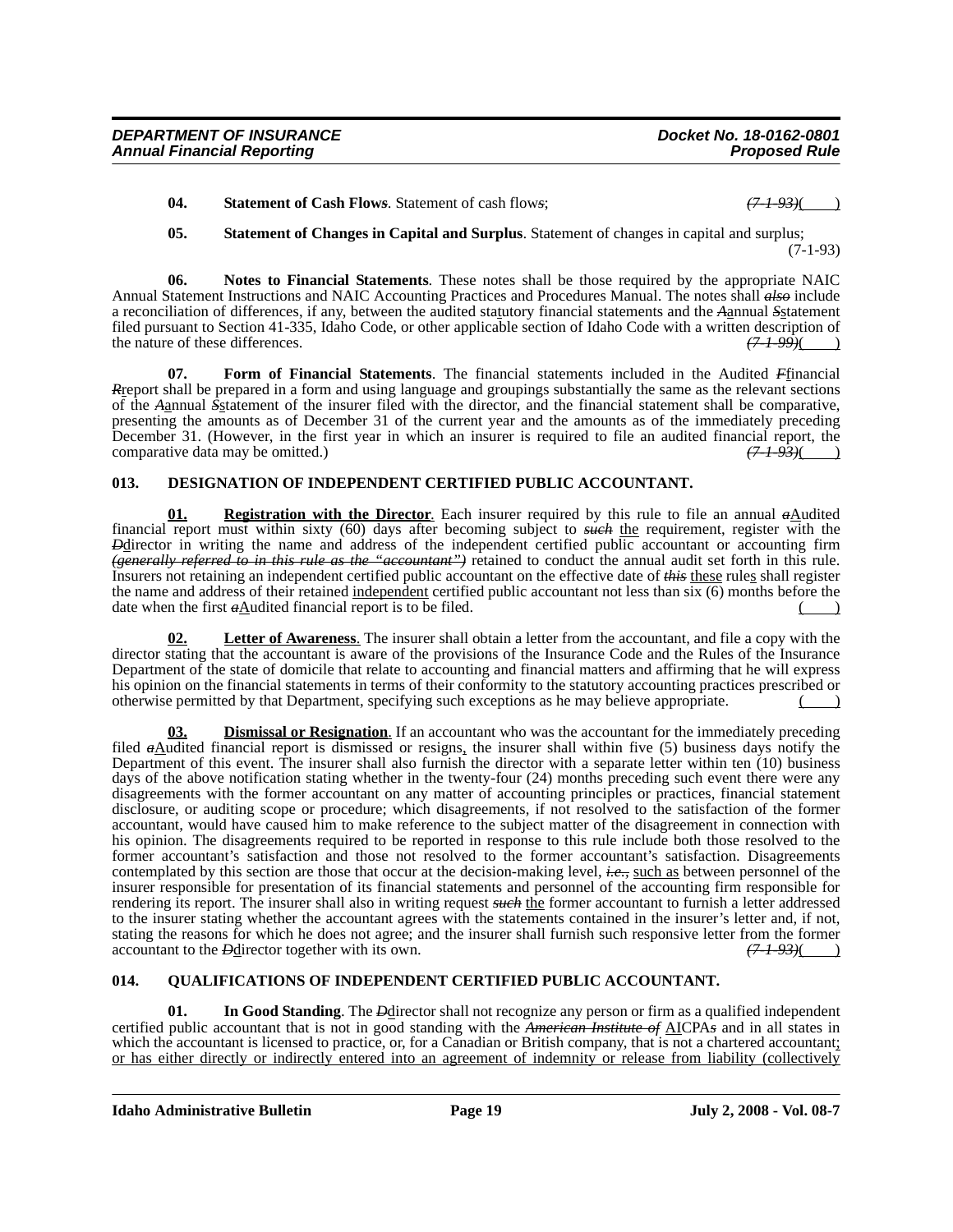**04. Statement of Cash Flows**. Statement of cash flows; ~~(7-1-93)~~( )

**05. Statement of Changes in Capital and Surplus**. Statement of changes in capital and surplus; (7-1-93)

**06. Notes to Financial Statements**. These notes shall be those required by the appropriate NAIC Annual Statement Instructions and NAIC Accounting Practices and Procedures Manual. The notes shall ~~also~~ include a reconciliation of differences, if any, between the audited statutory financial statements and the ~~A~~annual ~~S~~statement filed pursuant to Section 41-335, Idaho Code, or other applicable section of Idaho Code with a written description of the nature of these differences. ~~(7-1-99)~~( )

**07. Form of Financial Statements**. The financial statements included in the Audited ~~F~~financial ~~R~~report shall be prepared in a form and using language and groupings substantially the same as the relevant sections of the ~~A~~annual ~~S~~statement of the insurer filed with the director, and the financial statement shall be comparative, presenting the amounts as of December 31 of the current year and the amounts as of the immediately preceding December 31. (However, in the first year in which an insurer is required to file an audited financial report, the comparative data may be omitted.) ~~(7-1-93)~~( )

## 013. DESIGNATION OF INDEPENDENT CERTIFIED PUBLIC ACCOUNTANT.

**01. Registration with the Director**. Each insurer required by this rule to file an annual ~~a~~Audited financial report must within sixty (60) days after becoming subject to ~~such~~ the requirement, register with the ~~D~~director in writing the name and address of the independent certified public accountant or accounting firm ~~(generally referred to in this rule as the "accountant")~~ retained to conduct the annual audit set forth in this rule. Insurers not retaining an independent certified public accountant on the effective date of ~~this~~ these rules shall register the name and address of their retained independent certified public accountant not less than six (6) months before the date when the first ~~a~~Audited financial report is to be filed. ( )

**02. Letter of Awareness**. The insurer shall obtain a letter from the accountant, and file a copy with the director stating that the accountant is aware of the provisions of the Insurance Code and the Rules of the Insurance Department of the state of domicile that relate to accounting and financial matters and affirming that he will express his opinion on the financial statements in terms of their conformity to the statutory accounting practices prescribed or otherwise permitted by that Department, specifying such exceptions as he may believe appropriate. ( )

**03. Dismissal or Resignation**. If an accountant who was the accountant for the immediately preceding filed ~~a~~Audited financial report is dismissed or resigns, the insurer shall within five (5) business days notify the Department of this event. The insurer shall also furnish the director with a separate letter within ten (10) business days of the above notification stating whether in the twenty-four (24) months preceding such event there were any disagreements with the former accountant on any matter of accounting principles or practices, financial statement disclosure, or auditing scope or procedure; which disagreements, if not resolved to the satisfaction of the former accountant, would have caused him to make reference to the subject matter of the disagreement in connection with his opinion. The disagreements required to be reported in response to this rule include both those resolved to the former accountant's satisfaction and those not resolved to the former accountant's satisfaction. Disagreements contemplated by this section are those that occur at the decision-making level, ~~i.e.,~~ such as between personnel of the insurer responsible for presentation of its financial statements and personnel of the accounting firm responsible for rendering its report. The insurer shall also in writing request ~~such~~ the former accountant to furnish a letter addressed to the insurer stating whether the accountant agrees with the statements contained in the insurer's letter and, if not, stating the reasons for which he does not agree; and the insurer shall furnish such responsive letter from the former accountant to the ~~D~~director together with its own. ~~(7-1-93)~~( )

## 014. QUALIFICATIONS OF INDEPENDENT CERTIFIED PUBLIC ACCOUNTANT.

**01. In Good Standing**. The ~~D~~director shall not recognize any person or firm as a qualified independent certified public accountant that is not in good standing with the ~~American Institute of~~ AICPA~~s~~ and in all states in which the accountant is licensed to practice, or, for a Canadian or British company, that is not a chartered accountant; or has either directly or indirectly entered into an agreement of indemnity or release from liability (collectively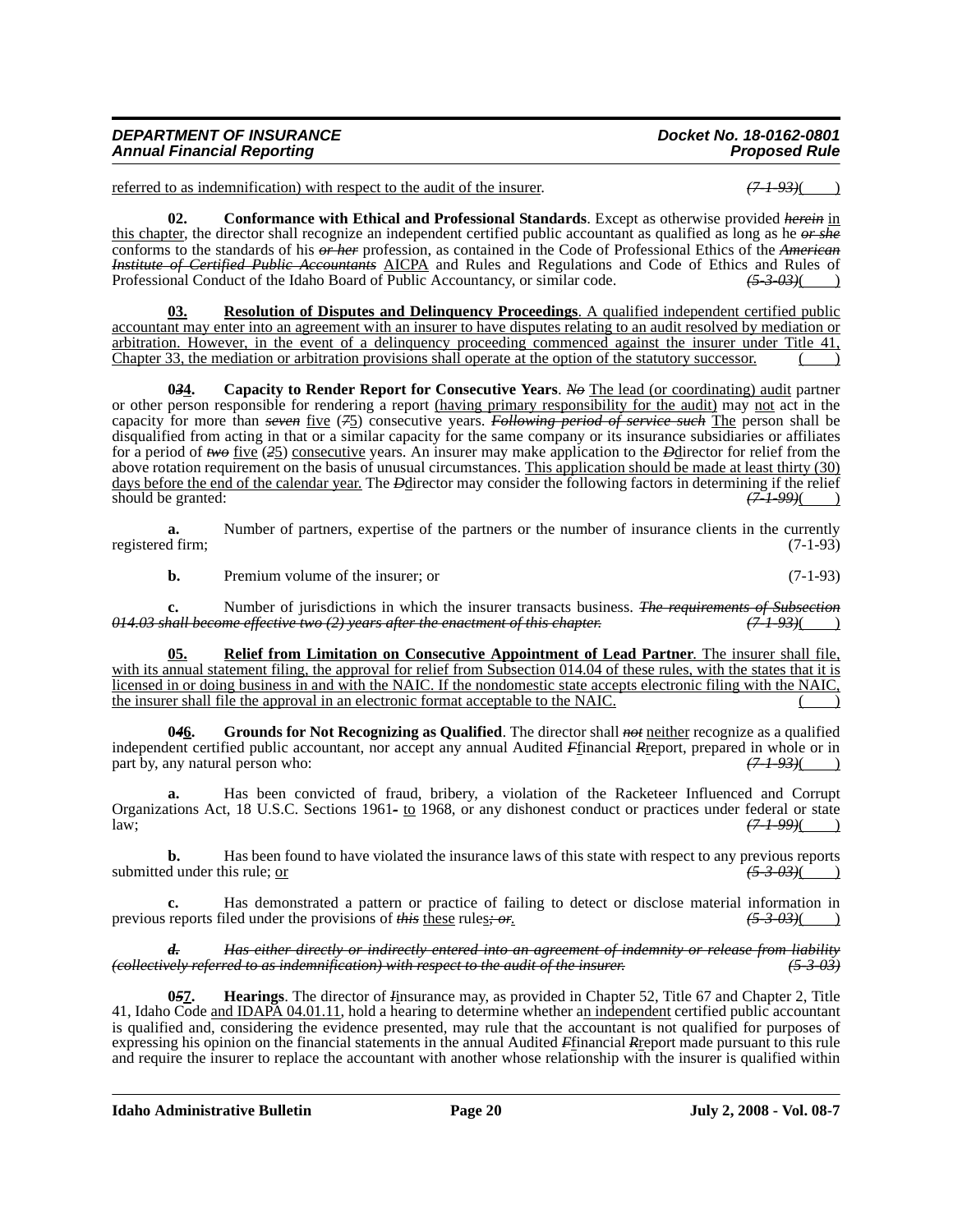referred to as indemnification) with respect to the audit of the insurer. ~~(7-1-93)~~( )

**02. Conformance with Ethical and Professional Standards**. Except as otherwise provided ~~*herein*~~ in this chapter, the director shall recognize an independent certified public accountant as qualified as long as he ~~*or she*~~ conforms to the standards of his ~~*or her*~~ profession, as contained in the Code of Professional Ethics of the ~~*American Institute of Certified Public Accountants*~~ AICPA and Rules and Regulations and Code of Ethics and Rules of Professional Conduct of the Idaho Board of Public Accountancy, or similar code. ~~(5-3-03)~~( )

**03. Resolution of Disputes and Delinquency Proceedings**. A qualified independent certified public accountant may enter into an agreement with an insurer to have disputes relating to an audit resolved by mediation or arbitration. However, in the event of a delinquency proceeding commenced against the insurer under Title 41, Chapter 33, the mediation or arbitration provisions shall operate at the option of the statutory successor. ( )

**0~~3~~4. Capacity to Render Report for Consecutive Years**. ~~*No*~~ The lead (or coordinating) audit partner or other person responsible for rendering a report (having primary responsibility for the audit) may not act in the capacity for more than ~~*seven*~~ five (~~7~~5) consecutive years. ~~*Following period of service such*~~ The person shall be disqualified from acting in that or a similar capacity for the same company or its insurance subsidiaries or affiliates for a period of ~~*two*~~ five (~~2~~5) consecutive years. An insurer may make application to the ~~D~~director for relief from the above rotation requirement on the basis of unusual circumstances. This application should be made at least thirty (30) days before the end of the calendar year. The ~~D~~director may consider the following factors in determining if the relief should be granted: ~~(7-1-99)~~( )

**a.** Number of partners, expertise of the partners or the number of insurance clients in the currently registered firm; (7-1-93)

**b.** Premium volume of the insurer; or (7-1-93)

**c.** Number of jurisdictions in which the insurer transacts business. ~~*The requirements of Subsection 014.03 shall become effective two (2) years after the enactment of this chapter.*~~ ~~(7-1-93)~~( )

**05. Relief from Limitation on Consecutive Appointment of Lead Partner**. The insurer shall file, with its annual statement filing, the approval for relief from Subsection 014.04 of these rules, with the states that it is licensed in or doing business in and with the NAIC. If the nondomestic state accepts electronic filing with the NAIC, the insurer shall file the approval in an electronic format acceptable to the NAIC. ( )

**0~~4~~6. Grounds for Not Recognizing as Qualified**. The director shall ~~*not*~~ neither recognize as a qualified independent certified public accountant, nor accept any annual Audited ~~F~~financial ~~R~~report, prepared in whole or in part by, any natural person who: ~~(7-1-93)~~( )

**a.** Has been convicted of fraud, bribery, a violation of the Racketeer Influenced and Corrupt Organizations Act, 18 U.S.C. Sections 1961~~-~~ to 1968, or any dishonest conduct or practices under federal or state law; ~~(7-1-99)~~( )

**b.** Has been found to have violated the insurance laws of this state with respect to any previous reports submitted under this rule; or ~~(5-3-03)~~( )

**c.** Has demonstrated a pattern or practice of failing to detect or disclose material information in previous reports filed under the provisions of ~~*this*~~ these rules~~; or~~. ~~(5-3-03)~~( )

~~***d.*** *Has either directly or indirectly entered into an agreement of indemnity or release from liability (collectively referred to as indemnification) with respect to the audit of the insurer.* (5-3-03)~~

**0~~5~~7. Hearings**. The director of ~~I~~insurance may, as provided in Chapter 52, Title 67 and Chapter 2, Title 41, Idaho Code and IDAPA 04.01.11, hold a hearing to determine whether an independent certified public accountant is qualified and, considering the evidence presented, may rule that the accountant is not qualified for purposes of expressing his opinion on the financial statements in the annual Audited ~~F~~financial ~~R~~report made pursuant to this rule and require the insurer to replace the accountant with another whose relationship with the insurer is qualified within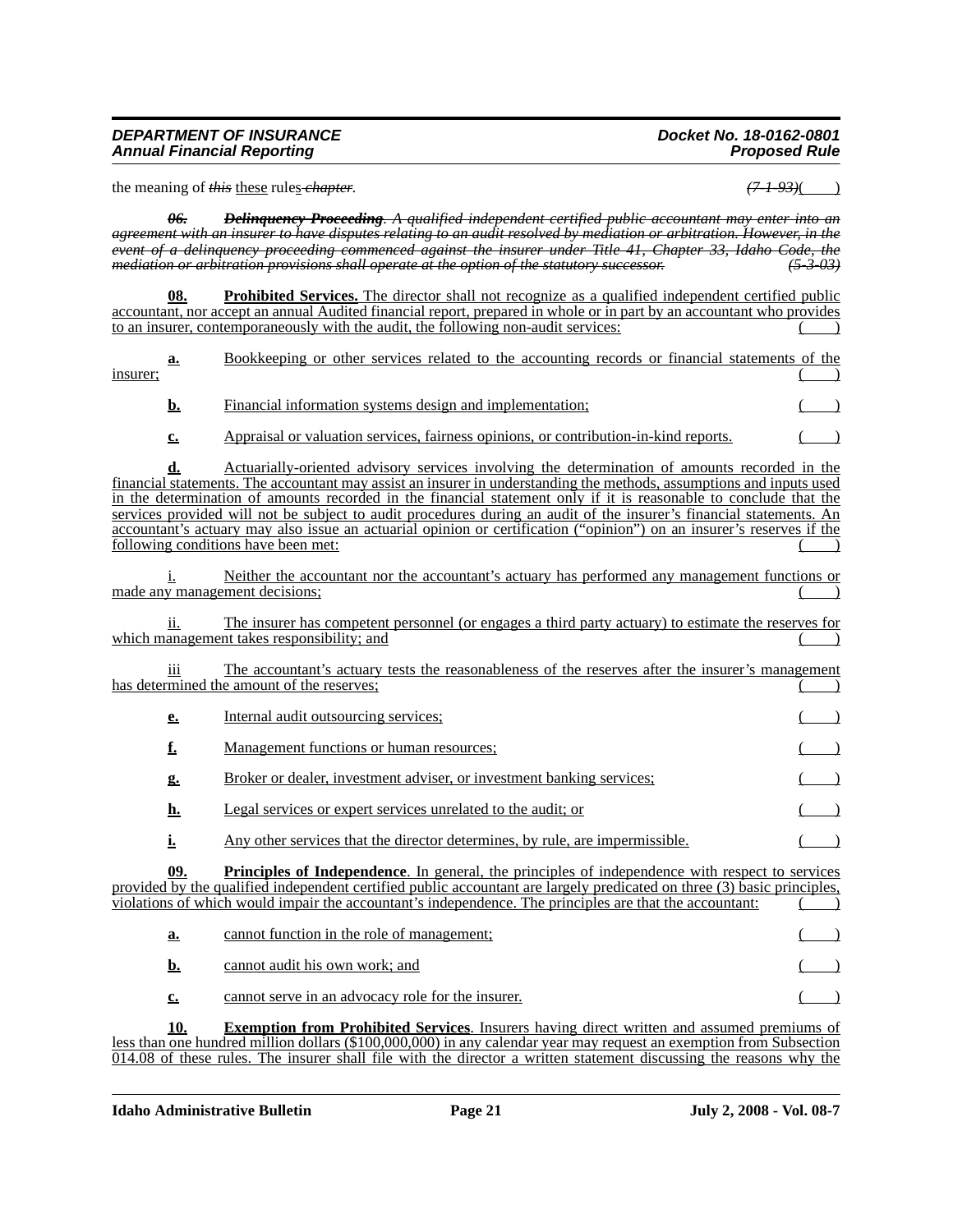the meaning of ~~*this*~~ these rules~~*-chapter*~~. ~~*(7-1-93)*~~( )

~~***06.*** ***Delinquency Proceeding***. *A qualified independent certified public accountant may enter into an agreement with an insurer to have disputes relating to an audit resolved by mediation or arbitration. However, in the event of a delinquency proceeding commenced against the insurer under Title 41, Chapter 33, Idaho Code, the mediation or arbitration provisions shall operate at the option of the statutory successor.* *(5-3-03)*~~

**08.** **Prohibited Services.** The director shall not recognize as a qualified independent certified public accountant, nor accept an annual Audited financial report, prepared in whole or in part by an accountant who provides to an insurer, contemporaneously with the audit, the following non-audit services: ( )

**a.** Bookkeeping or other services related to the accounting records or financial statements of the insurer; ( )

**b.** Financial information systems design and implementation; ( )

**c.** Appraisal or valuation services, fairness opinions, or contribution-in-kind reports. ( )

**d.** Actuarially-oriented advisory services involving the determination of amounts recorded in the financial statements. The accountant may assist an insurer in understanding the methods, assumptions and inputs used in the determination of amounts recorded in the financial statement only if it is reasonable to conclude that the services provided will not be subject to audit procedures during an audit of the insurer's financial statements. An accountant's actuary may also issue an actuarial opinion or certification ("opinion") on an insurer's reserves if the following conditions have been met: ( )

i. Neither the accountant nor the accountant's actuary has performed any management functions or made any management decisions; ( )

ii. The insurer has competent personnel (or engages a third party actuary) to estimate the reserves for which management takes responsibility; and ( )

iii The accountant's actuary tests the reasonableness of the reserves after the insurer's management has determined the amount of the reserves; ( )

**e.** Internal audit outsourcing services; ( )

**f.** Management functions or human resources; ( )

**g.** Broker or dealer, investment adviser, or investment banking services; ( )

**h.** Legal services or expert services unrelated to the audit; or ( )

**i.** Any other services that the director determines, by rule, are impermissible. ( )

**09.** **Principles of Independence**. In general, the principles of independence with respect to services provided by the qualified independent certified public accountant are largely predicated on three (3) basic principles, violations of which would impair the accountant's independence. The principles are that the accountant: ( )

**a.** cannot function in the role of management; ( )

**b.** cannot audit his own work; and ( )

**c.** cannot serve in an advocacy role for the insurer. ( )

**10.** **Exemption from Prohibited Services**. Insurers having direct written and assumed premiums of less than one hundred million dollars ($100,000,000) in any calendar year may request an exemption from Subsection 014.08 of these rules. The insurer shall file with the director a written statement discussing the reasons why the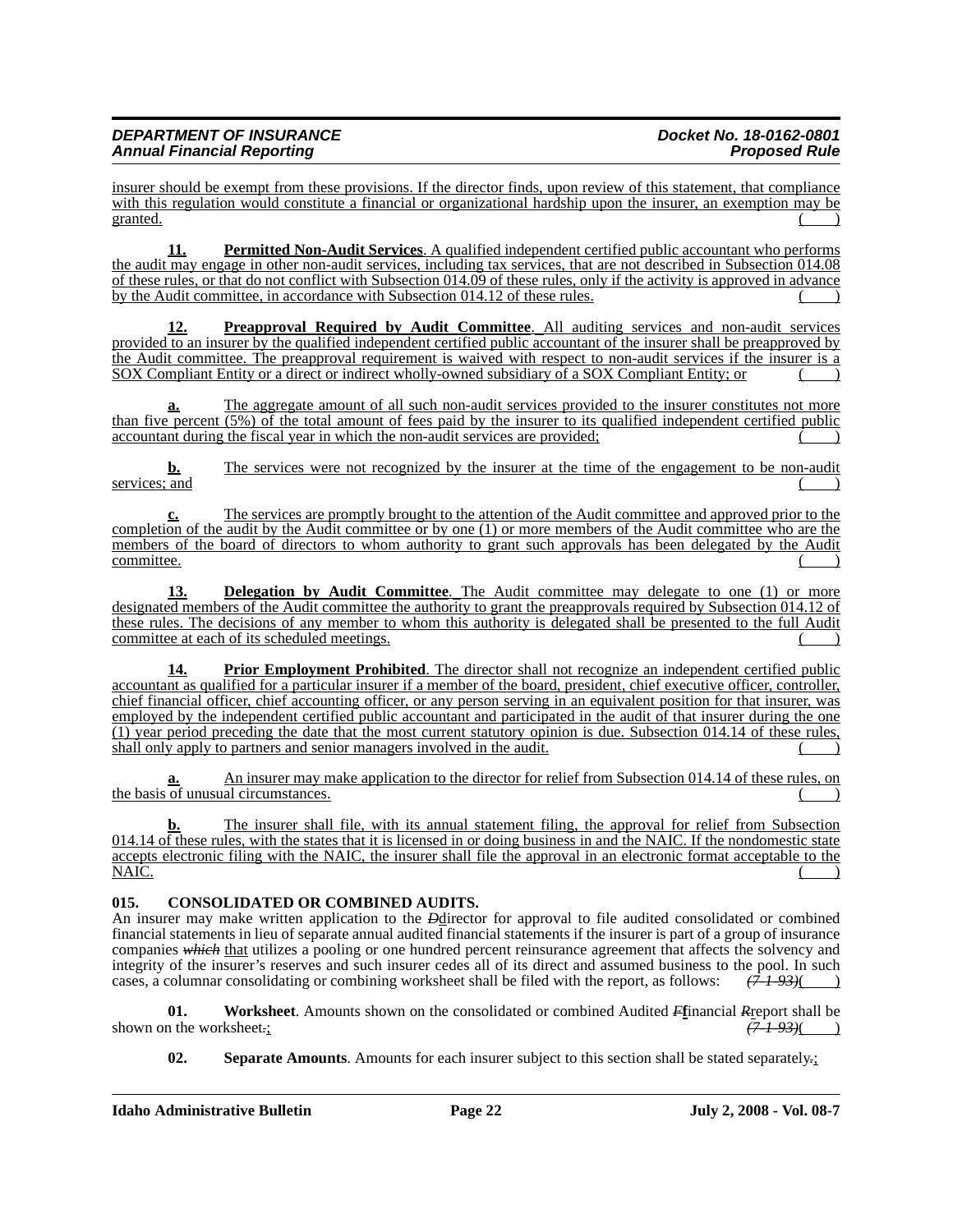insurer should be exempt from these provisions. If the director finds, upon review of this statement, that compliance with this regulation would constitute a financial or organizational hardship upon the insurer, an exemption may be granted. ( )

**11. Permitted Non-Audit Services**. A qualified independent certified public accountant who performs the audit may engage in other non-audit services, including tax services, that are not described in Subsection 014.08 of these rules, or that do not conflict with Subsection 014.09 of these rules, only if the activity is approved in advance by the Audit committee, in accordance with Subsection 014.12 of these rules. ( )

**12. Preapproval Required by Audit Committee**. All auditing services and non-audit services provided to an insurer by the qualified independent certified public accountant of the insurer shall be preapproved by the Audit committee. The preapproval requirement is waived with respect to non-audit services if the insurer is a SOX Compliant Entity or a direct or indirect wholly-owned subsidiary of a SOX Compliant Entity; or ( )

**a.** The aggregate amount of all such non-audit services provided to the insurer constitutes not more than five percent (5%) of the total amount of fees paid by the insurer to its qualified independent certified public accountant during the fiscal year in which the non-audit services are provided; ( )

**b.** The services were not recognized by the insurer at the time of the engagement to be non-audit services; and ( )

**c.** The services are promptly brought to the attention of the Audit committee and approved prior to the completion of the audit by the Audit committee or by one (1) or more members of the Audit committee who are the members of the board of directors to whom authority to grant such approvals has been delegated by the Audit committee. ( )

**13. Delegation by Audit Committee**. The Audit committee may delegate to one (1) or more designated members of the Audit committee the authority to grant the preapprovals required by Subsection 014.12 of these rules. The decisions of any member to whom this authority is delegated shall be presented to the full Audit committee at each of its scheduled meetings. ( )

**14. Prior Employment Prohibited**. The director shall not recognize an independent certified public accountant as qualified for a particular insurer if a member of the board, president, chief executive officer, controller, chief financial officer, chief accounting officer, or any person serving in an equivalent position for that insurer, was employed by the independent certified public accountant and participated in the audit of that insurer during the one (1) year period preceding the date that the most current statutory opinion is due. Subsection 014.14 of these rules, shall only apply to partners and senior managers involved in the audit. ( )

**a.** An insurer may make application to the director for relief from Subsection 014.14 of these rules, on the basis of unusual circumstances. ( )

**b.** The insurer shall file, with its annual statement filing, the approval for relief from Subsection 014.14 of these rules, with the states that it is licensed in or doing business in and the NAIC. If the nondomestic state accepts electronic filing with the NAIC, the insurer shall file the approval in an electronic format acceptable to the NAIC. ( )

**015. CONSOLIDATED OR COMBINED AUDITS.**

An insurer may make written application to the ~~D~~director for approval to file audited consolidated or combined financial statements in lieu of separate annual audited financial statements if the insurer is part of a group of insurance companies ~~*which*~~ that utilizes a pooling or one hundred percent reinsurance agreement that affects the solvency and integrity of the insurer's reserves and such insurer cedes all of its direct and assumed business to the pool. In such cases, a columnar consolidating or combining worksheet shall be filed with the report, as follows: ~~*(7-1-93)*~~( )

**01. Worksheet**. Amounts shown on the consolidated or combined Audited ~~*F*~~financial ~~*R*~~report shall be shown on the worksheet~~.~~; ~~*(7-1-93)*~~( )

**02. Separate Amounts**. Amounts for each insurer subject to this section shall be stated separately~~.~~;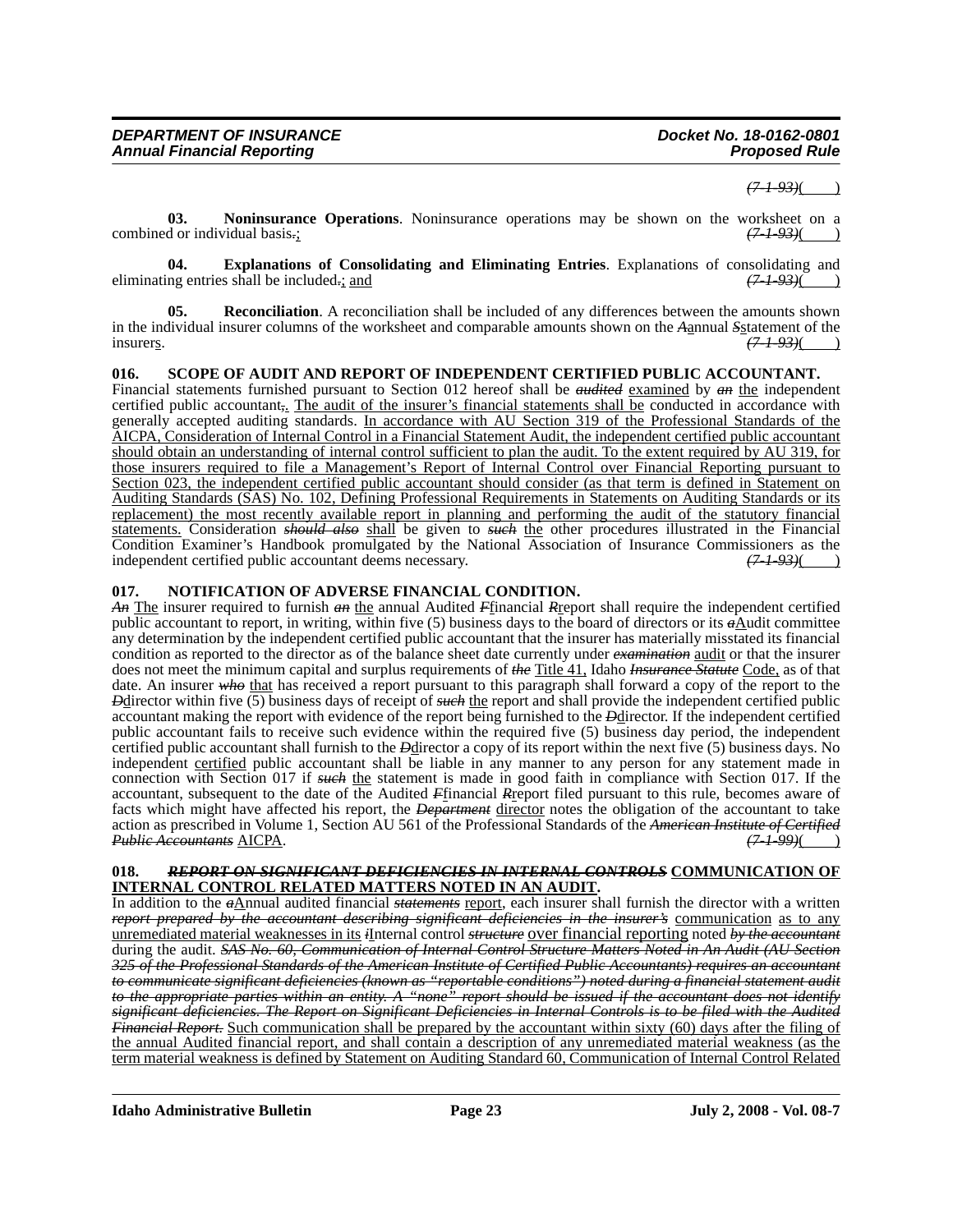*(7-1-93)*(        )

**03. Noninsurance Operations**. Noninsurance operations may be shown on the worksheet on a combined or individual basis.; *(7-1-93)*(        )

**04. Explanations of Consolidating and Eliminating Entries**. Explanations of consolidating and eliminating entries shall be included.; and *(7-1-93)*(        )

**05. Reconciliation**. A reconciliation shall be included of any differences between the amounts shown in the individual insurer columns of the worksheet and comparable amounts shown on the *A*annual *S*statement of the insurers. *(7-1-93)*(        )

**016. SCOPE OF AUDIT AND REPORT OF INDEPENDENT CERTIFIED PUBLIC ACCOUNTANT.**

Financial statements furnished pursuant to Section 012 hereof shall be ***audited*** examined by ***an*** the independent certified public accountant,. The audit of the insurer's financial statements shall be conducted in accordance with generally accepted auditing standards. In accordance with AU Section 319 of the Professional Standards of the AICPA, Consideration of Internal Control in a Financial Statement Audit, the independent certified public accountant should obtain an understanding of internal control sufficient to plan the audit. To the extent required by AU 319, for those insurers required to file a Management's Report of Internal Control over Financial Reporting pursuant to Section 023, the independent certified public accountant should consider (as that term is defined in Statement on Auditing Standards (SAS) No. 102, Defining Professional Requirements in Statements on Auditing Standards or its replacement) the most recently available report in planning and performing the audit of the statutory financial statements. Consideration ***should also*** shall be given to ***such*** the other procedures illustrated in the Financial Condition Examiner's Handbook promulgated by the National Association of Insurance Commissioners as the independent certified public accountant deems necessary. *(7-1-93)*(        )

**017. NOTIFICATION OF ADVERSE FINANCIAL CONDITION.**

***An*** The insurer required to furnish ***an*** the annual Audited *F*financial *R*report shall require the independent certified public accountant to report, in writing, within five (5) business days to the board of directors or its *a*Audit committee any determination by the independent certified public accountant that the insurer has materially misstated its financial condition as reported to the director as of the balance sheet date currently under ***examination*** audit or that the insurer does not meet the minimum capital and surplus requirements of ***the*** Title 41, Idaho ***Insurance Statute*** Code, as of that date. An insurer ***who*** that has received a report pursuant to this paragraph shall forward a copy of the report to the *D*director within five (5) business days of receipt of ***such*** the report and shall provide the independent certified public accountant making the report with evidence of the report being furnished to the *D*director. If the independent certified public accountant fails to receive such evidence within the required five (5) business day period, the independent certified public accountant shall furnish to the *D*director a copy of its report within the next five (5) business days. No independent certified public accountant shall be liable in any manner to any person for any statement made in connection with Section 017 if ***such*** the statement is made in good faith in compliance with Section 017. If the accountant, subsequent to the date of the Audited *F*financial *R*report filed pursuant to this rule, becomes aware of facts which might have affected his report, the ***Department*** director notes the obligation of the accountant to take action as prescribed in Volume 1, Section AU 561 of the Professional Standards of the ***American Institute of Certified Public Accountants*** AICPA. *(7-1-99)*(        )

**018. *REPORT ON SIGNIFICANT DEFICIENCIES IN INTERNAL CONTROLS* COMMUNICATION OF INTERNAL CONTROL RELATED MATTERS NOTED IN AN AUDIT.**

In addition to the *a*Annual audited financial ***statements*** report, each insurer shall furnish the director with a written ***report prepared by the accountant describing significant deficiencies in the insurer's*** communication as to any unremediated material weaknesses in its *i*Internal control ***structure*** over financial reporting noted ***by the accountant*** during the audit. ***SAS No. 60, Communication of Internal Control Structure Matters Noted in An Audit (AU Section 325 of the Professional Standards of the American Institute of Certified Public Accountants) requires an accountant to communicate significant deficiencies (known as "reportable conditions") noted during a financial statement audit to the appropriate parties within an entity. A "none" report should be issued if the accountant does not identify significant deficiencies. The Report on Significant Deficiencies in Internal Controls is to be filed with the Audited Financial Report.*** Such communication shall be prepared by the accountant within sixty (60) days after the filing of the annual Audited financial report, and shall contain a description of any unremediated material weakness (as the term material weakness is defined by Statement on Auditing Standard 60, Communication of Internal Control Related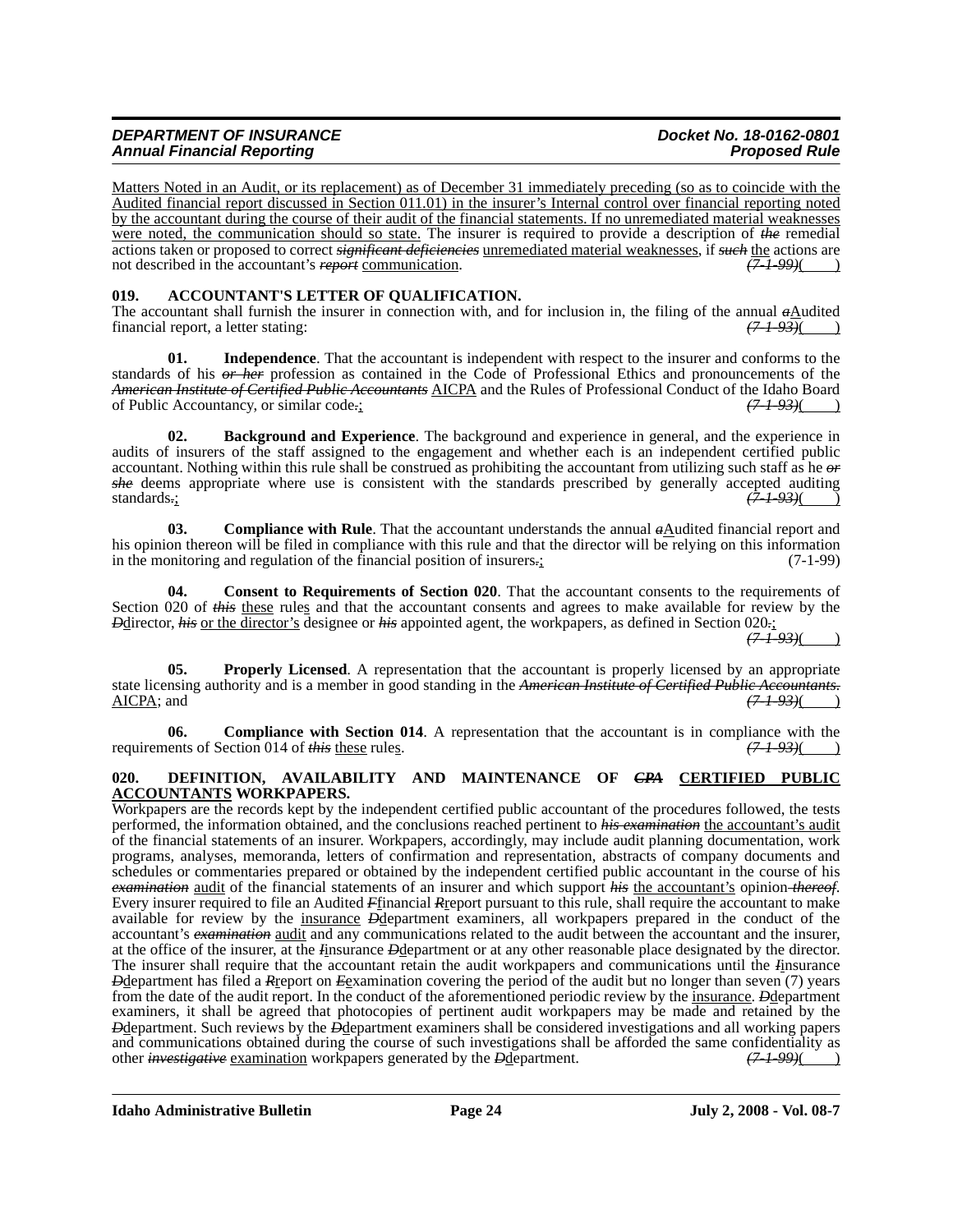Matters Noted in an Audit, or its replacement) as of December 31 immediately preceding (so as to coincide with the Audited financial report discussed in Section 011.01) in the insurer's Internal control over financial reporting noted by the accountant during the course of their audit of the financial statements. If no unremediated material weaknesses were noted, the communication should so state. The insurer is required to provide a description of ~~*the*~~ remedial actions taken or proposed to correct ~~*significant deficiencies*~~ unremediated material weaknesses, if ~~*such*~~ the actions are not described in the accountant's ~~*report*~~ communication. ~~*(7-1-99)*~~(____)

### 019. ACCOUNTANT'S LETTER OF QUALIFICATION.

The accountant shall furnish the insurer in connection with, and for inclusion in, the filing of the annual ~~*a*~~Audited financial report, a letter stating: ~~*(7-1-93)*~~(____)

**01. Independence**. That the accountant is independent with respect to the insurer and conforms to the standards of his ~~*or her*~~ profession as contained in the Code of Professional Ethics and pronouncements of the ~~*American Institute of Certified Public Accountants*~~ AICPA and the Rules of Professional Conduct of the Idaho Board of Public Accountancy, or similar code~~.~~; ~~*(7-1-93)*~~(____)

**02. Background and Experience**. The background and experience in general, and the experience in audits of insurers of the staff assigned to the engagement and whether each is an independent certified public accountant. Nothing within this rule shall be construed as prohibiting the accountant from utilizing such staff as he ~~*or she*~~ deems appropriate where use is consistent with the standards prescribed by generally accepted auditing standards~~.~~; ~~*(7-1-93)*~~(____)

**03. Compliance with Rule**. That the accountant understands the annual ~~*a*~~Audited financial report and his opinion thereon will be filed in compliance with this rule and that the director will be relying on this information in the monitoring and regulation of the financial position of insurers~~.~~; (7-1-99)

**04. Consent to Requirements of Section 020**. That the accountant consents to the requirements of Section 020 of ~~*this*~~ these rules and that the accountant consents and agrees to make available for review by the ~~*D*~~director, ~~*his*~~ or the director's designee or ~~*his*~~ appointed agent, the workpapers, as defined in Section 020~~.~~; ~~*(7-1-93)*~~(____)

**05. Properly Licensed**. A representation that the accountant is properly licensed by an appropriate state licensing authority and is a member in good standing in the ~~*American Institute of Certified Public Accountants.*~~ AICPA; and ~~*(7-1-93)*~~(____)

**06. Compliance with Section 014**. A representation that the accountant is in compliance with the requirements of Section 014 of ~~*this*~~ these rules. ~~*(7-1-93)*~~(____)

### 020. DEFINITION, AVAILABILITY AND MAINTENANCE OF ~~*CPA*~~ CERTIFIED PUBLIC ACCOUNTANTS WORKPAPERS.

Workpapers are the records kept by the independent certified public accountant of the procedures followed, the tests performed, the information obtained, and the conclusions reached pertinent to ~~*his examination*~~ the accountant's audit of the financial statements of an insurer. Workpapers, accordingly, may include audit planning documentation, work programs, analyses, memoranda, letters of confirmation and representation, abstracts of company documents and schedules or commentaries prepared or obtained by the independent certified public accountant in the course of his ~~*examination*~~ audit of the financial statements of an insurer and which support ~~*his*~~ the accountant's opinion ~~*thereof*~~. Every insurer required to file an Audited ~~*F*~~financial ~~*R*~~report pursuant to this rule, shall require the accountant to make available for review by the insurance ~~*D*~~department examiners, all workpapers prepared in the conduct of the accountant's ~~*examination*~~ audit and any communications related to the audit between the accountant and the insurer, at the office of the insurer, at the ~~*I*~~insurance ~~*D*~~department or at any other reasonable place designated by the director. The insurer shall require that the accountant retain the audit workpapers and communications until the ~~*I*~~insurance ~~*D*~~department has filed a ~~*R*~~report on ~~*E*~~examination covering the period of the audit but no longer than seven (7) years from the date of the audit report. In the conduct of the aforementioned periodic review by the insurance. ~~*D*~~department examiners, it shall be agreed that photocopies of pertinent audit workpapers may be made and retained by the ~~*D*~~department. Such reviews by the ~~*D*~~department examiners shall be considered investigations and all working papers and communications obtained during the course of such investigations shall be afforded the same confidentiality as other ~~*investigative*~~ examination workpapers generated by the ~~*D*~~department. ~~*(7-1-99)*~~(____)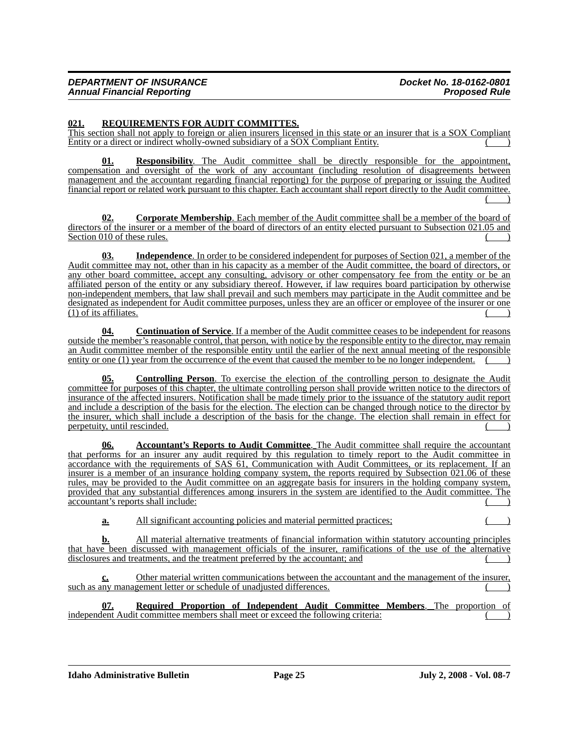**021. REQUIREMENTS FOR AUDIT COMMITTES.**

This section shall not apply to foreign or alien insurers licensed in this state or an insurer that is a SOX Compliant Entity or a direct or indirect wholly-owned subsidiary of a SOX Compliant Entity. ( )

**01. Responsibility**. The Audit committee shall be directly responsible for the appointment, compensation and oversight of the work of any accountant (including resolution of disagreements between management and the accountant regarding financial reporting) for the purpose of preparing or issuing the Audited financial report or related work pursuant to this chapter. Each accountant shall report directly to the Audit committee. ( )

**02. Corporate Membership**. Each member of the Audit committee shall be a member of the board of directors of the insurer or a member of the board of directors of an entity elected pursuant to Subsection 021.05 and Section 010 of these rules. ( )

**03. Independence**. In order to be considered independent for purposes of Section 021, a member of the Audit committee may not, other than in his capacity as a member of the Audit committee, the board of directors, or any other board committee, accept any consulting, advisory or other compensatory fee from the entity or be an affiliated person of the entity or any subsidiary thereof. However, if law requires board participation by otherwise non-independent members, that law shall prevail and such members may participate in the Audit committee and be designated as independent for Audit committee purposes, unless they are an officer or employee of the insurer or one (1) of its affiliates. ( )

**04. Continuation of Service**. If a member of the Audit committee ceases to be independent for reasons outside the member's reasonable control, that person, with notice by the responsible entity to the director, may remain an Audit committee member of the responsible entity until the earlier of the next annual meeting of the responsible entity or one (1) year from the occurrence of the event that caused the member to be no longer independent. ( )

**05. Controlling Person**. To exercise the election of the controlling person to designate the Audit committee for purposes of this chapter, the ultimate controlling person shall provide written notice to the directors of insurance of the affected insurers. Notification shall be made timely prior to the issuance of the statutory audit report and include a description of the basis for the election. The election can be changed through notice to the director by the insurer, which shall include a description of the basis for the change. The election shall remain in effect for perpetuity, until rescinded. ( )

**06. Accountant's Reports to Audit Committee**. The Audit committee shall require the accountant that performs for an insurer any audit required by this regulation to timely report to the Audit committee in accordance with the requirements of SAS 61, Communication with Audit Committees, or its replacement. If an insurer is a member of an insurance holding company system, the reports required by Subsection 021.06 of these rules, may be provided to the Audit committee on an aggregate basis for insurers in the holding company system, provided that any substantial differences among insurers in the system are identified to the Audit committee. The accountant's reports shall include: ( )

**a.** All significant accounting policies and material permitted practices; ( )

**b.** All material alternative treatments of financial information within statutory accounting principles that have been discussed with management officials of the insurer, ramifications of the use of the alternative disclosures and treatments, and the treatment preferred by the accountant; and ( )

**c.** Other material written communications between the accountant and the management of the insurer, such as any management letter or schedule of unadjusted differences. ( )

**07. Required Proportion of Independent Audit Committee Members**. The proportion of independent Audit committee members shall meet or exceed the following criteria: ( )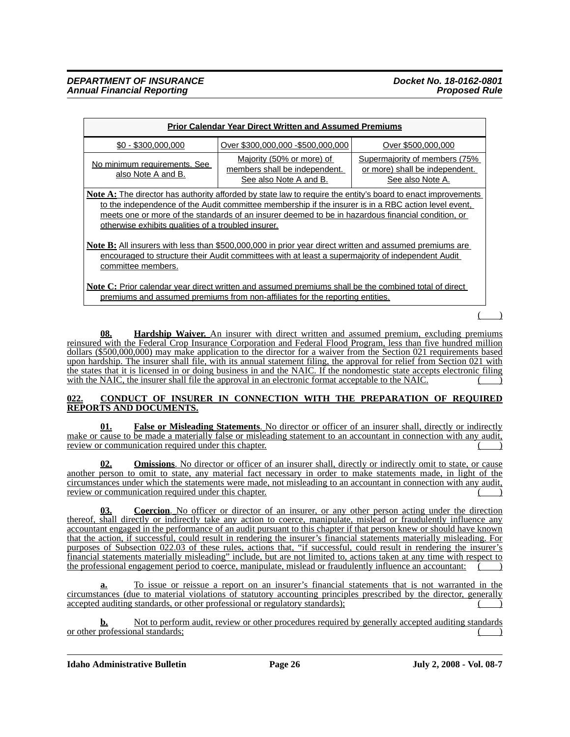| Prior Calendar Year Direct Written and Assumed Premiums | | |
|---|---|---|
| $0 - $300,000,000 | Over $300,000,000 -$500,000,000 | Over $500,000,000 |
| No minimum requirements. See also Note A and B. | Majority (50% or more) of members shall be independent. See also Note A and B. | Supermajority of members (75% or more) shall be independent. See also Note A. |
| **Note A:** The director has authority afforded by state law to require the entity's board to enact improvements to the independence of the Audit committee membership if the insurer is in a RBC action level event, meets one or more of the standards of an insurer deemed to be in hazardous financial condition, or otherwise exhibits qualities of a troubled insurer. | | |
| **Note B:** All insurers with less than $500,000,000 in prior year direct written and assumed premiums are encouraged to structure their Audit committees with at least a supermajority of independent Audit committee members. | | |
| **Note C:** Prior calendar year direct written and assumed premiums shall be the combined total of direct premiums and assumed premiums from non-affiliates for the reporting entities. | | |

( )

**08. Hardship Waiver.** An insurer with direct written and assumed premium, excluding premiums reinsured with the Federal Crop Insurance Corporation and Federal Flood Program, less than five hundred million dollars ($500,000,000) may make application to the director for a waiver from the Section 021 requirements based upon hardship. The insurer shall file, with its annual statement filing, the approval for relief from Section 021 with the states that it is licensed in or doing business in and the NAIC. If the nondomestic state accepts electronic filing with the NAIC, the insurer shall file the approval in an electronic format acceptable to the NAIC. ( )

## 022. CONDUCT OF INSURER IN CONNECTION WITH THE PREPARATION OF REQUIRED REPORTS AND DOCUMENTS.

**01. False or Misleading Statements**. No director or officer of an insurer shall, directly or indirectly make or cause to be made a materially false or misleading statement to an accountant in connection with any audit, review or communication required under this chapter. ( )

**02. Omissions**. No director or officer of an insurer shall, directly or indirectly omit to state, or cause another person to omit to state, any material fact necessary in order to make statements made, in light of the circumstances under which the statements were made, not misleading to an accountant in connection with any audit, review or communication required under this chapter. ( )

**03. Coercion**. No officer or director of an insurer, or any other person acting under the direction thereof, shall directly or indirectly take any action to coerce, manipulate, mislead or fraudulently influence any accountant engaged in the performance of an audit pursuant to this chapter if that person knew or should have known that the action, if successful, could result in rendering the insurer's financial statements materially misleading. For purposes of Subsection 022.03 of these rules, actions that, "if successful, could result in rendering the insurer's financial statements materially misleading" include, but are not limited to, actions taken at any time with respect to the professional engagement period to coerce, manipulate, mislead or fraudulently influence an accountant: ( )

**a.** To issue or reissue a report on an insurer's financial statements that is not warranted in the circumstances (due to material violations of statutory accounting principles prescribed by the director, generally accepted auditing standards, or other professional or regulatory standards); ( )

**b.** Not to perform audit, review or other procedures required by generally accepted auditing standards or other professional standards; ( )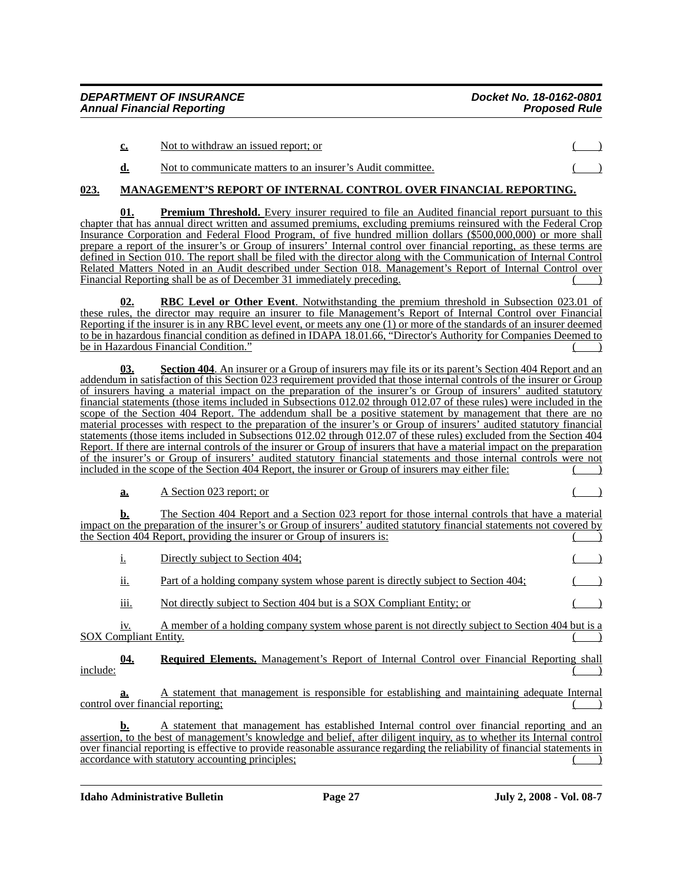**c.** Not to withdraw an issued report; or ( )

**d.** Not to communicate matters to an insurer's Audit committee. ( )

## 023. MANAGEMENT'S REPORT OF INTERNAL CONTROL OVER FINANCIAL REPORTING.

**01. Premium Threshold.** Every insurer required to file an Audited financial report pursuant to this chapter that has annual direct written and assumed premiums, excluding premiums reinsured with the Federal Crop Insurance Corporation and Federal Flood Program, of five hundred million dollars ($500,000,000) or more shall prepare a report of the insurer's or Group of insurers' Internal control over financial reporting, as these terms are defined in Section 010. The report shall be filed with the director along with the Communication of Internal Control Related Matters Noted in an Audit described under Section 018. Management's Report of Internal Control over Financial Reporting shall be as of December 31 immediately preceding. ( )

**02. RBC Level or Other Event**. Notwithstanding the premium threshold in Subsection 023.01 of these rules, the director may require an insurer to file Management's Report of Internal Control over Financial Reporting if the insurer is in any RBC level event, or meets any one (1) or more of the standards of an insurer deemed to be in hazardous financial condition as defined in IDAPA 18.01.66, "Director's Authority for Companies Deemed to be in Hazardous Financial Condition." ( )

**03. Section 404**. An insurer or a Group of insurers may file its or its parent's Section 404 Report and an addendum in satisfaction of this Section 023 requirement provided that those internal controls of the insurer or Group of insurers having a material impact on the preparation of the insurer's or Group of insurers' audited statutory financial statements (those items included in Subsections 012.02 through 012.07 of these rules) were included in the scope of the Section 404 Report. The addendum shall be a positive statement by management that there are no material processes with respect to the preparation of the insurer's or Group of insurers' audited statutory financial statements (those items included in Subsections 012.02 through 012.07 of these rules) excluded from the Section 404 Report. If there are internal controls of the insurer or Group of insurers that have a material impact on the preparation of the insurer's or Group of insurers' audited statutory financial statements and those internal controls were not included in the scope of the Section 404 Report, the insurer or Group of insurers may either file: ( )

**a.** A Section 023 report; or ( )

**b.** The Section 404 Report and a Section 023 report for those internal controls that have a material impact on the preparation of the insurer's or Group of insurers' audited statutory financial statements not covered by the Section 404 Report, providing the insurer or Group of insurers is: ( )

i. Directly subject to Section 404; ( )

ii. Part of a holding company system whose parent is directly subject to Section 404; ( )

iii. Not directly subject to Section 404 but is a SOX Compliant Entity; or ( )

iv. A member of a holding company system whose parent is not directly subject to Section 404 but is a SOX Compliant Entity. ( )

**04. Required Elements.** Management's Report of Internal Control over Financial Reporting shall include: ( )

**a.** A statement that management is responsible for establishing and maintaining adequate Internal control over financial reporting; ( )

**b.** A statement that management has established Internal control over financial reporting and an assertion, to the best of management's knowledge and belief, after diligent inquiry, as to whether its Internal control over financial reporting is effective to provide reasonable assurance regarding the reliability of financial statements in accordance with statutory accounting principles; ( )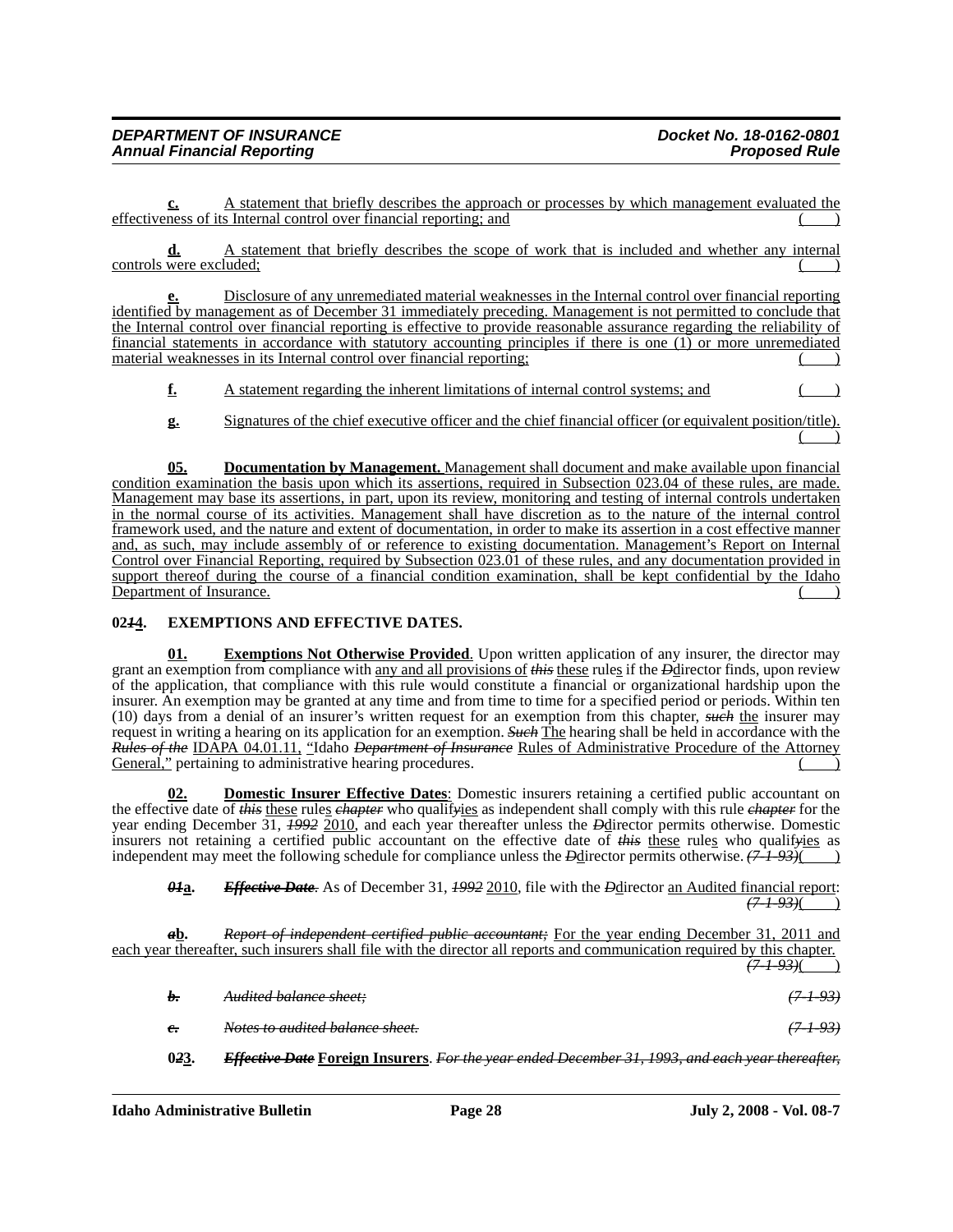**c.** A statement that briefly describes the approach or processes by which management evaluated the effectiveness of its Internal control over financial reporting; and ( )

**d.** A statement that briefly describes the scope of work that is included and whether any internal controls were excluded; ( )

**e.** Disclosure of any unremediated material weaknesses in the Internal control over financial reporting identified by management as of December 31 immediately preceding. Management is not permitted to conclude that the Internal control over financial reporting is effective to provide reasonable assurance regarding the reliability of financial statements in accordance with statutory accounting principles if there is one (1) or more unremediated material weaknesses in its Internal control over financial reporting; ( )

**f.** A statement regarding the inherent limitations of internal control systems; and ( )

**g.** Signatures of the chief executive officer and the chief financial officer (or equivalent position/title). ( )

**05. Documentation by Management.** Management shall document and make available upon financial condition examination the basis upon which its assertions, required in Subsection 023.04 of these rules, are made. Management may base its assertions, in part, upon its review, monitoring and testing of internal controls undertaken in the normal course of its activities. Management shall have discretion as to the nature of the internal control framework used, and the nature and extent of documentation, in order to make its assertion in a cost effective manner and, as such, may include assembly of or reference to existing documentation. Management's Report on Internal Control over Financial Reporting, required by Subsection 023.01 of these rules, and any documentation provided in support thereof during the course of a financial condition examination, shall be kept confidential by the Idaho Department of Insurance. ( )

**02~~1~~4. EXEMPTIONS AND EFFECTIVE DATES.**

**01. Exemptions Not Otherwise Provided**. Upon written application of any insurer, the director may grant an exemption from compliance with any and all provisions of ~~*this*~~ these rules if the ~~*D*~~director finds, upon review of the application, that compliance with this rule would constitute a financial or organizational hardship upon the insurer. An exemption may be granted at any time and from time to time for a specified period or periods. Within ten (10) days from a denial of an insurer's written request for an exemption from this chapter, ~~*such*~~ the insurer may request in writing a hearing on its application for an exemption. ~~*Such*~~ The hearing shall be held in accordance with the ~~*Rules of the*~~ IDAPA 04.01.11, "Idaho ~~*Department of Insurance*~~ Rules of Administrative Procedure of the Attorney General," pertaining to administrative hearing procedures. ( )

**02. Domestic Insurer Effective Dates**: Domestic insurers retaining a certified public accountant on the effective date of ~~*this*~~ these rules ~~*chapter*~~ who qualif~~*y*~~ies as independent shall comply with this rule ~~*chapter*~~ for the year ending December 31, ~~*1992*~~ 2010, and each year thereafter unless the ~~*D*~~director permits otherwise. Domestic insurers not retaining a certified public accountant on the effective date of ~~*this*~~ these rules who qualif~~*y*~~ies as independent may meet the following schedule for compliance unless the ~~*D*~~director permits otherwise. ~~*(7-1-93)*~~( )

~~*01*~~**a.** ~~***Effective Date***~~. As of December 31, ~~*1992*~~ 2010, file with the ~~*D*~~director an Audited financial report: ~~*(7-1-93)*~~( )

~~*a*~~**b.** ~~*Report of independent certified public accountant;*~~ For the year ending December 31, 2011 and each year thereafter, such insurers shall file with the director all reports and communication required by this chapter. ~~*(7-1-93)*~~( )

~~***b.***~~ ~~*Audited balance sheet;*~~ ~~*(7-1-93)*~~

~~***c.***~~ ~~*Notes to audited balance sheet.*~~ ~~*(7-1-93)*~~

**0~~2~~3.** ~~***Effective Date***~~ **Foreign Insurers**. ~~*For the year ended December 31, 1993, and each year thereafter,*~~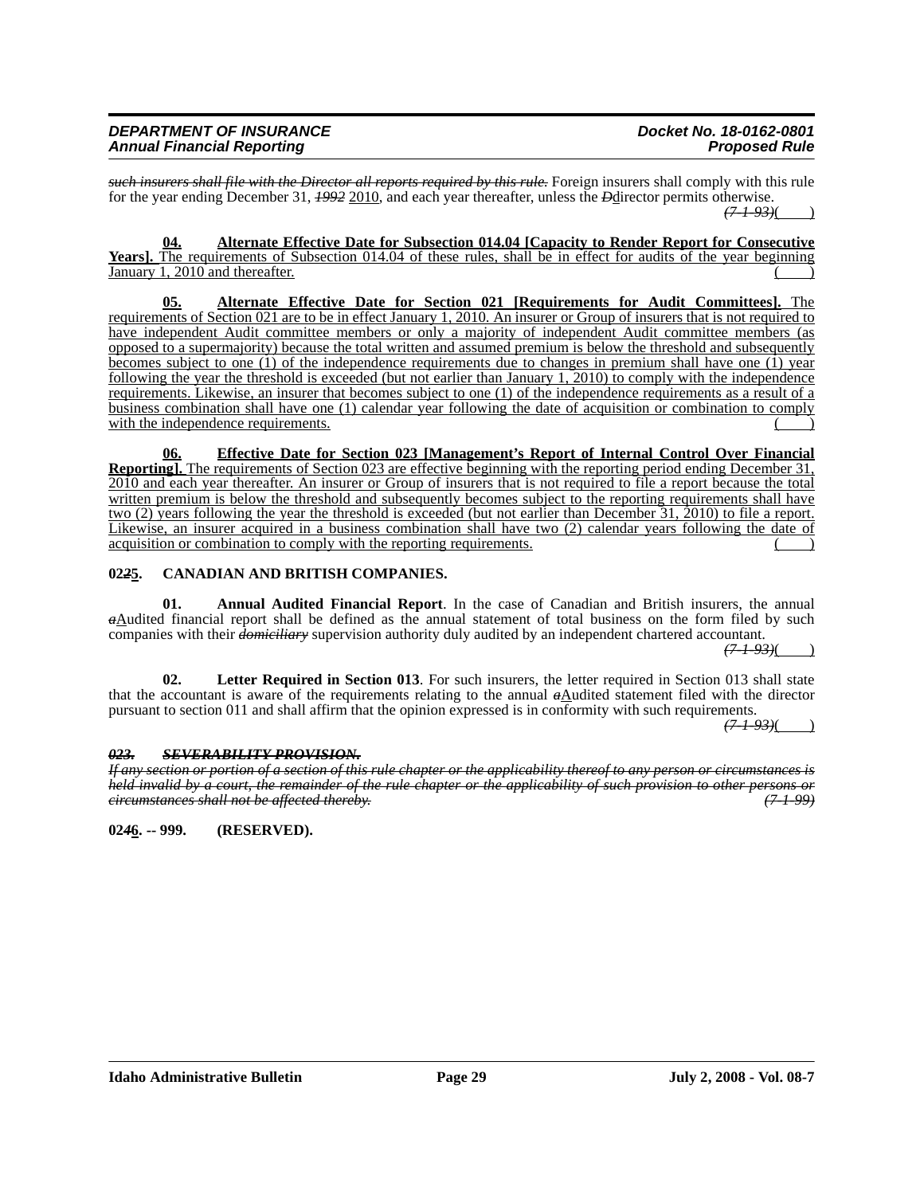~~*such insurers shall file with the Director all reports required by this rule.*~~ Foreign insurers shall comply with this rule for the year ending December 31, ~~*1992*~~ 2010, and each year thereafter, unless the ~~*D*~~director permits otherwise. ~~*(7-1-93)*~~(    )

**04. Alternate Effective Date for Subsection 014.04 [Capacity to Render Report for Consecutive Years].** The requirements of Subsection 014.04 of these rules, shall be in effect for audits of the year beginning January 1, 2010 and thereafter. (    )

**05. Alternate Effective Date for Section 021 [Requirements for Audit Committees].** The requirements of Section 021 are to be in effect January 1, 2010. An insurer or Group of insurers that is not required to have independent Audit committee members or only a majority of independent Audit committee members (as opposed to a supermajority) because the total written and assumed premium is below the threshold and subsequently becomes subject to one (1) of the independence requirements due to changes in premium shall have one (1) year following the year the threshold is exceeded (but not earlier than January 1, 2010) to comply with the independence requirements. Likewise, an insurer that becomes subject to one (1) of the independence requirements as a result of a business combination shall have one (1) calendar year following the date of acquisition or combination to comply with the independence requirements. (    )

**06. Effective Date for Section 023 [Management's Report of Internal Control Over Financial Reporting].** The requirements of Section 023 are effective beginning with the reporting period ending December 31, 2010 and each year thereafter. An insurer or Group of insurers that is not required to file a report because the total written premium is below the threshold and subsequently becomes subject to the reporting requirements shall have two (2) years following the year the threshold is exceeded (but not earlier than December 31, 2010) to file a report. Likewise, an insurer acquired in a business combination shall have two (2) calendar years following the date of acquisition or combination to comply with the reporting requirements. (    )

**02~~*2*~~5. CANADIAN AND BRITISH COMPANIES.**

**01. Annual Audited Financial Report**. In the case of Canadian and British insurers, the annual ~~*a*~~Audited financial report shall be defined as the annual statement of total business on the form filed by such companies with their ~~***domiciliary***~~ supervision authority duly audited by an independent chartered accountant. ~~*(7-1-93)*~~(    )

**02. Letter Required in Section 013**. For such insurers, the letter required in Section 013 shall state that the accountant is aware of the requirements relating to the annual ~~*a*~~Audited statement filed with the director pursuant to section 011 and shall affirm that the opinion expressed is in conformity with such requirements. ~~*(7-1-93)*~~(    )

~~***023. SEVERABILITY PROVISION.***~~

~~*If any section or portion of a section of this rule chapter or the applicability thereof to any person or circumstances is held invalid by a court, the remainder of the rule chapter or the applicability of such provision to other persons or circumstances shall not be affected thereby.*~~ ~~*(7-1-99)*~~

**02~~*4*~~6. -- 999. (RESERVED).**